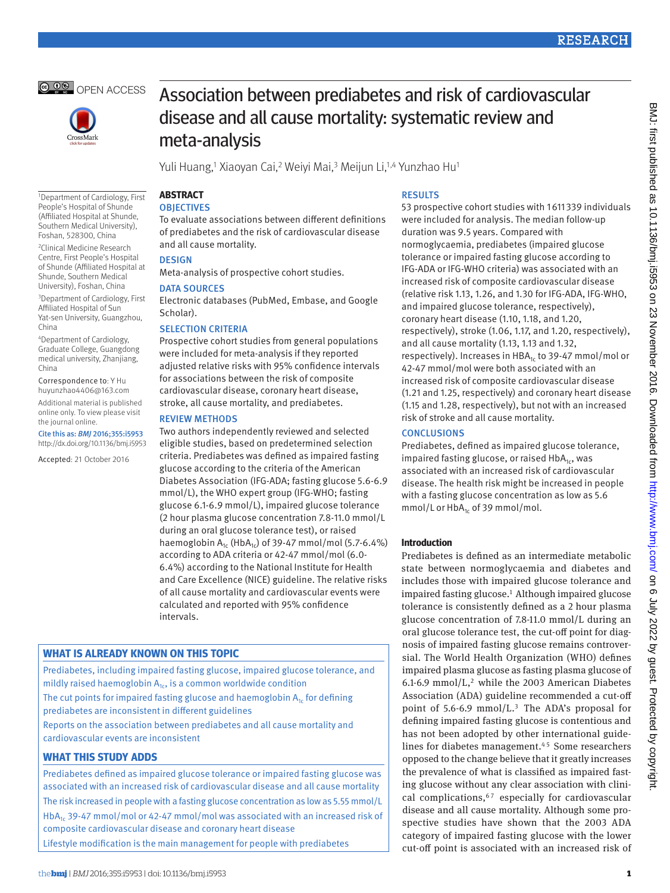# Association between prediabetes and risk of cardiovascular disease and all cause mortality: systematic review and meta-analysis

Yuli Huang,[1] Xiaoyan Cai,[2] Weiyi Mai,[3] Meijun Li,[1,4] Yunzhao Hu[1]

[1]Department of Cardiology, First People's Hospital of Shunde (Affiliated Hospital at Shunde, Southern Medical University), Foshan, 528300, China

[2]Clinical Medicine Research Centre, First People's Hospital of Shunde (Affiliated Hospital at Shunde, Southern Medical University), Foshan, China

[3]Department of Cardiology, First Affiliated Hospital of Sun Yat-sen University, Guangzhou, China

[4]Department of Cardiology, Graduate College, Guangdong medical university, Zhanjiang, China

Correspondence to: Y Hu huyunzhao4406@163.com

Additional material is published online only. To view please visit the journal online.

Cite this as: *BMJ* 2016;355:i5953 http://dx.doi.org/10.1136/bmj.i5953

Accepted: 21 October 2016

## ABSTRACT

### OBJECTIVES

To evaluate associations between different definitions of prediabetes and the risk of cardiovascular disease and all cause mortality.

### DESIGN

Meta-analysis of prospective cohort studies.

### DATA SOURCES

Electronic databases (PubMed, Embase, and Google Scholar).

### SELECTION CRITERIA

Prospective cohort studies from general populations were included for meta-analysis if they reported adjusted relative risks with 95% confidence intervals for associations between the risk of composite cardiovascular disease, coronary heart disease, stroke, all cause mortality, and prediabetes.

### REVIEW METHODS

Two authors independently reviewed and selected eligible studies, based on predetermined selection criteria. Prediabetes was defined as impaired fasting glucose according to the criteria of the American Diabetes Association (IFG-ADA; fasting glucose 5.6-6.9 mmol/L), the WHO expert group (IFG-WHO; fasting glucose 6.1-6.9 mmol/L), impaired glucose tolerance (2 hour plasma glucose concentration 7.8-11.0 mmol/L during an oral glucose tolerance test), or raised haemoglobin $A_{1c}$ ($HbA_{1c}$) of 39-47 mmol/mol (5.7-6.4%) according to ADA criteria or 42-47 mmol/mol (6.0-6.4%) according to the National Institute for Health and Care Excellence (NICE) guideline. The relative risks of all cause mortality and cardiovascular events were calculated and reported with 95% confidence intervals.

### RESULTS

53 prospective cohort studies with 1611339 individuals were included for analysis. The median follow-up duration was 9.5 years. Compared with normoglycaemia, prediabetes (impaired glucose tolerance or impaired fasting glucose according to IFG-ADA or IFG-WHO criteria) was associated with an increased risk of composite cardiovascular disease (relative risk 1.13, 1.26, and 1.30 for IFG-ADA, IFG-WHO, and impaired glucose tolerance, respectively), coronary heart disease (1.10, 1.18, and 1.20, respectively), stroke (1.06, 1.17, and 1.20, respectively), and all cause mortality (1.13, 1.13 and 1.32, respectively). Increases in $HBA_{1c}$ to 39-47 mmol/mol or 42-47 mmol/mol were both associated with an increased risk of composite cardiovascular disease (1.21 and 1.25, respectively) and coronary heart disease (1.15 and 1.28, respectively), but not with an increased risk of stroke and all cause mortality.

### CONCLUSIONS

Prediabetes, defined as impaired glucose tolerance, impaired fasting glucose, or raised $HbA_{1c}$, was associated with an increased risk of cardiovascular disease. The health risk might be increased in people with a fasting glucose concentration as low as 5.6 mmol/L or $HbA_{1c}$ of 39 mmol/mol.

### WHAT IS ALREADY KNOWN ON THIS TOPIC

Prediabetes, including impaired fasting glucose, impaired glucose tolerance, and mildly raised haemoglobin $A_{1c}$, is a common worldwide condition

The cut points for impaired fasting glucose and haemoglobin $A_{1c}$ for defining prediabetes are inconsistent in different guidelines

Reports on the association between prediabetes and all cause mortality and cardiovascular events are inconsistent

### WHAT THIS STUDY ADDS

Prediabetes defined as impaired glucose tolerance or impaired fasting glucose was associated with an increased risk of cardiovascular disease and all cause mortality

The risk increased in people with a fasting glucose concentration as low as 5.55 mmol/L

$HbA_{1c}$ 39-47 mmol/mol or 42-47 mmol/mol was associated with an increased risk of composite cardiovascular disease and coronary heart disease

Lifestyle modification is the main management for people with prediabetes

## Introduction

Prediabetes is defined as an intermediate metabolic state between normoglycaemia and diabetes and includes those with impaired glucose tolerance and impaired fasting glucose.[1] Although impaired glucose tolerance is consistently defined as a 2 hour plasma glucose concentration of 7.8-11.0 mmol/L during an oral glucose tolerance test, the cut-off point for diagnosis of impaired fasting glucose remains controversial. The World Health Organization (WHO) defines impaired plasma glucose as fasting plasma glucose of 6.1-6.9 mmol/L,[2] while the 2003 American Diabetes Association (ADA) guideline recommended a cut-off point of 5.6-6.9 mmol/L.[3] The ADA's proposal for defining impaired fasting glucose is contentious and has not been adopted by other international guidelines for diabetes management.[4,5] Some researchers opposed to the change believe that it greatly increases the prevalence of what is classified as impaired fasting glucose without any clear association with clinical complications,[6,7] especially for cardiovascular disease and all cause mortality. Although some prospective studies have shown that the 2003 ADA category of impaired fasting glucose with the lower cut-off point is associated with an increased risk of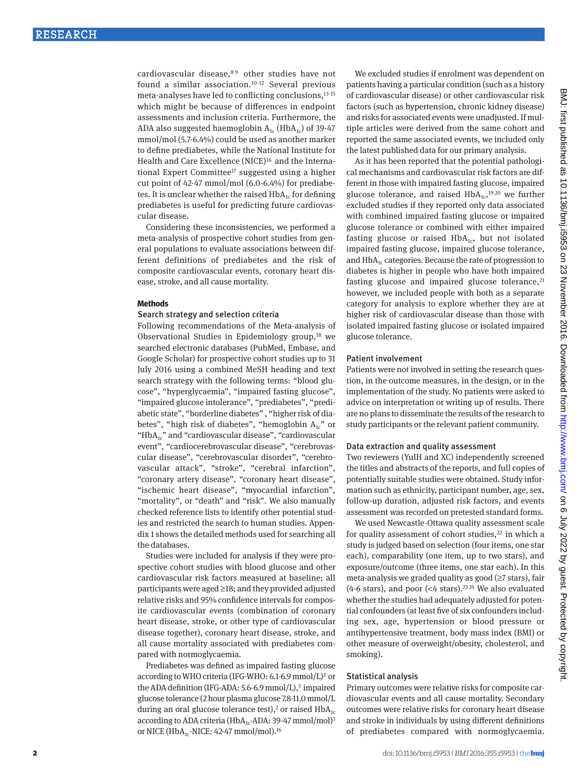cardiovascular disease,[8 9] other studies have not found a similar association.[10-12] Several previous meta-analyses have led to conflicting conclusions,[13-15] which might be because of differences in endpoint assessments and inclusion criteria. Furthermore, the ADA also suggested haemoglobin $A_{1c}$ ($HbA_{1c}$) of 39-47 mmol/mol (5.7-6.4%) could be used as another marker to define prediabetes, while the National Institute for Health and Care Excellence (NICE)[16] and the International Expert Committee[17] suggested using a higher cut point of 42-47 mmol/mol (6.0-6.4%) for prediabetes. It is unclear whether the raised $HbA_{1c}$ for defining prediabetes is useful for predicting future cardiovascular disease.

Considering these inconsistencies, we performed a meta-analysis of prospective cohort studies from general populations to evaluate associations between different definitions of prediabetes and the risk of composite cardiovascular events, coronary heart disease, stroke, and all cause mortality.

## Methods

### Search strategy and selection criteria

Following recommendations of the Meta-analysis of Observational Studies in Epidemiology group,[18] we searched electronic databases (PubMed, Embase, and Google Scholar) for prospective cohort studies up to 31 July 2016 using a combined MeSH heading and text search strategy with the following terms: "blood glucose", "hyperglycaemia", "impaired fasting glucose", "impaired glucose intolerance", "prediabetes", "prediabetic state", "borderline diabetes" , "higher risk of diabetes", "high risk of diabetes", "hemoglobin $A_{1c}$" or "$HbA_{1c}$" and "cardiovascular disease", "cardiovascular event", "cardiocerebrovascular disease", "cerebrovascular disease", "cerebrovascular disorder", "cerebrovascular attack", "stroke", "cerebral infarction", "coronary artery disease", "coronary heart disease", "ischemic heart disease", "myocardial infarction", "mortality", or "death" and "risk". We also manually checked reference lists to identify other potential studies and restricted the search to human studies. Appendix 1 shows the detailed methods used for searching all the databases.

Studies were included for analysis if they were prospective cohort studies with blood glucose and other cardiovascular risk factors measured at baseline; all participants were aged ≥18; and they provided adjusted relative risks and 95% confidence intervals for composite cardiovascular events (combination of coronary heart disease, stroke, or other type of cardiovascular disease together), coronary heart disease, stroke, and all cause mortality associated with prediabetes compared with normoglycaemia.

Prediabetes was defined as impaired fasting glucose according to WHO criteria (IFG-WHO: 6.1-6.9 mmol/L)[2] or the ADA definition (IFG-ADA: 5.6-6.9 mmol/L),[3] impaired glucose tolerance (2 hour plasma glucose 7.8-11.0 mmol/L during an oral glucose tolerance test),[2] or raised $HbA_{1c}$ according to ADA criteria ($HbA_{1c}$-ADA: 39-47 mmol/mol)[3] or NICE ($HbA_{1c}$-NICE: 42-47 mmol/mol).[16]

We excluded studies if enrolment was dependent on patients having a particular condition (such as a history of cardiovascular disease) or other cardiovascular risk factors (such as hypertension, chronic kidney disease) and risks for associated events were unadjusted. If multiple articles were derived from the same cohort and reported the same associated events, we included only the latest published data for our primary analysis.

As it has been reported that the potential pathological mechanisms and cardiovascular risk factors are different in those with impaired fasting glucose, impaired glucose tolerance, and raised $HbA_{1c}$,[19 20] we further excluded studies if they reported only data associated with combined impaired fasting glucose or impaired glucose tolerance or combined with either impaired fasting glucose or raised $HbA_{1c}$, but not isolated impaired fasting glucose, impaired glucose tolerance, and $HbA_{1c}$ categories. Because the rate of progression to diabetes is higher in people who have both impaired fasting glucose and impaired glucose tolerance,[21] however, we included people with both as a separate category for analysis to explore whether they are at higher risk of cardiovascular disease than those with isolated impaired fasting glucose or isolated impaired glucose tolerance.

### Patient involvement

Patients were not involved in setting the research question, in the outcome measures, in the design, or in the implementation of the study. No patients were asked to advice on interpretation or writing up of results. There are no plans to disseminate the results of the research to study participants or the relevant patient community.

### Data extraction and quality assessment

Two reviewers (YulH and XC) independently screened the titles and abstracts of the reports, and full copies of potentially suitable studies were obtained. Study information such as ethnicity, participant number, age, sex, follow-up duration, adjusted risk factors, and events assessment was recorded on pretested standard forms.

We used Newcastle-Ottawa quality assessment scale for quality assessment of cohort studies,[22] in which a study is judged based on selection (four items, one star each), comparability (one item, up to two stars), and exposure/outcome (three items, one star each). In this meta-analysis we graded quality as good (≥7 stars), fair (4-6 stars), and poor (<4 stars).[23 24] We also evaluated whether the studies had adequately adjusted for potential confounders (at least five of six confounders including sex, age, hypertension or blood pressure or antihypertensive treatment, body mass index (BMI) or other measure of overweight/obesity, cholesterol, and smoking).

### Statistical analysis

Primary outcomes were relative risks for composite cardiovascular events and all cause mortality. Secondary outcomes were relative risks for coronary heart disease and stroke in individuals by using different definitions of prediabetes compared with normoglycaemia.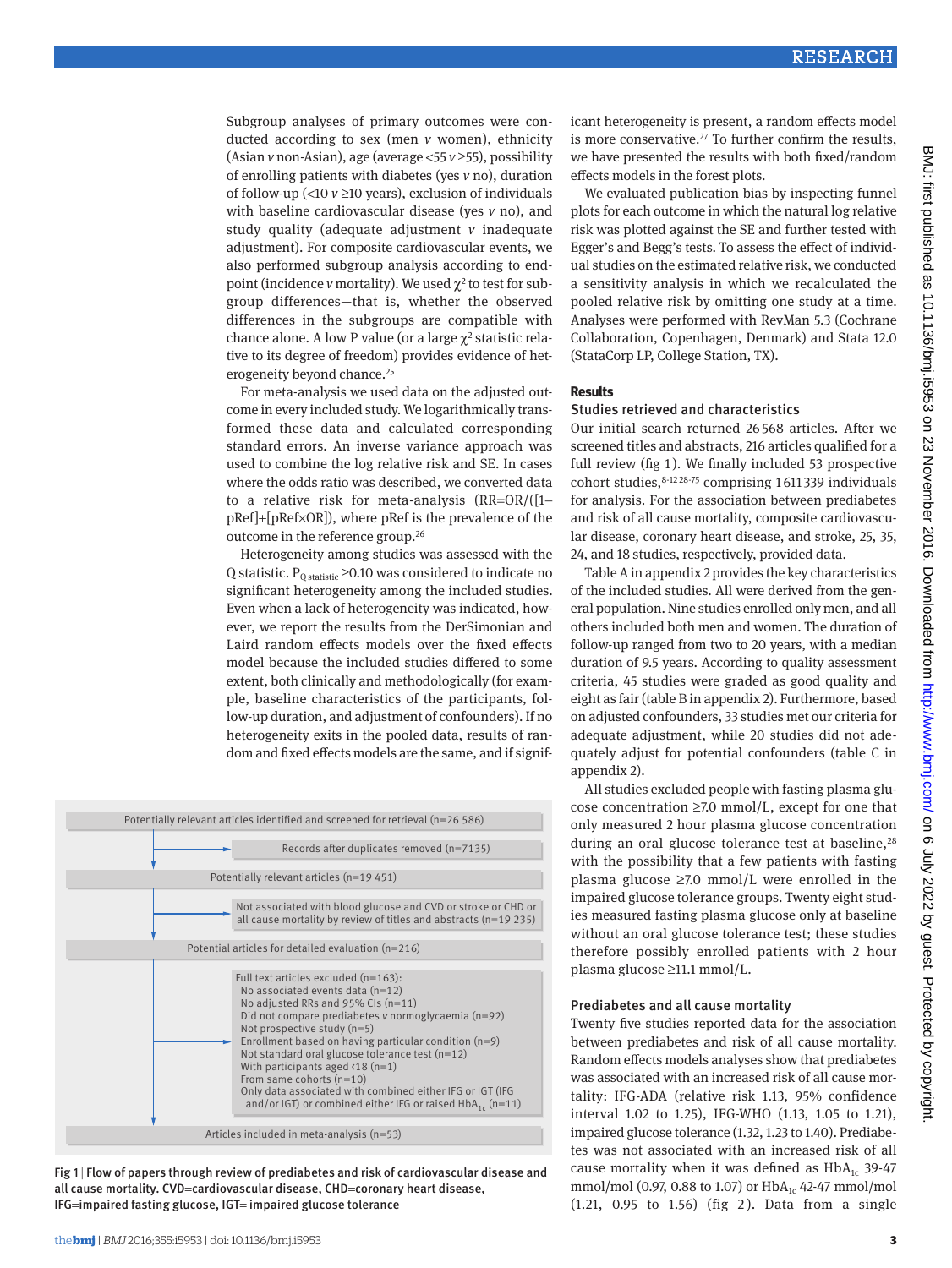Subgroup analyses of primary outcomes were conducted according to sex (men *v* women), ethnicity (Asian *v* non-Asian), age (average <55 *v* ≥55), possibility of enrolling patients with diabetes (yes *v* no), duration of follow-up (<10 *v* ≥10 years), exclusion of individuals with baseline cardiovascular disease (yes *v* no), and study quality (adequate adjustment *v* inadequate adjustment). For composite cardiovascular events, we also performed subgroup analysis according to endpoint (incidence *v* mortality). We used $\chi^2$ to test for subgroup differences—that is, whether the observed differences in the subgroups are compatible with chance alone. A low P value (or a large $\chi^2$ statistic relative to its degree of freedom) provides evidence of heterogeneity beyond chance.[25]

For meta-analysis we used data on the adjusted outcome in every included study. We logarithmically transformed these data and calculated corresponding standard errors. An inverse variance approach was used to combine the log relative risk and SE. In cases where the odds ratio was described, we converted data to a relative risk for meta-analysis (RR=OR/([1−pRef]+[pRef×OR]), where pRef is the prevalence of the outcome in the reference group.[26]

Heterogeneity among studies was assessed with the Q statistic. $P_{Q\ statistic}$ ≥0.10 was considered to indicate no significant heterogeneity among the included studies. Even when a lack of heterogeneity was indicated, however, we report the results from the DerSimonian and Laird random effects models over the fixed effects model because the included studies differed to some extent, both clinically and methodologically (for example, baseline characteristics of the participants, follow-up duration, and adjustment of confounders). If no heterogeneity exits in the pooled data, results of random and fixed effects models are the same, and if significant heterogeneity is present, a random effects model is more conservative.[27] To further confirm the results, we have presented the results with both fixed/random effects models in the forest plots.

We evaluated publication bias by inspecting funnel plots for each outcome in which the natural log relative risk was plotted against the SE and further tested with Egger's and Begg's tests. To assess the effect of individual studies on the estimated relative risk, we conducted a sensitivity analysis in which we recalculated the pooled relative risk by omitting one study at a time. Analyses were performed with RevMan 5.3 (Cochrane Collaboration, Copenhagen, Denmark) and Stata 12.0 (StataCorp LP, College Station, TX).

Potentially relevant articles identified and screened for retrieval (n=26 586)
→ Records after duplicates removed (n=7135)

Potentially relevant articles (n=19 451)
→ Not associated with blood glucose and CVD or stroke or CHD or all cause mortality by review of titles and abstracts (n=19 235)

Potential articles for detailed evaluation (n=216)
→ Full text articles excluded (n=163):
- No associated events data (n=12)
- No adjusted RRs and 95% CIs (n=11)
- Did not compare prediabetes *v* normoglycaemia (n=92)
- Not prospective study (n=5)
- Enrollment based on having particular condition (n=9)
- Not standard oral glucose tolerance test (n=12)
- With participants aged <18 (n=1)
- From same cohorts (n=10)
- Only data associated with combined either IFG or IGT (IFG and/or IGT) or combined either IFG or raised $HbA_{1c}$ (n=11)

Articles included in meta-analysis (n=53)

Fig 1 | Flow of papers through review of prediabetes and risk of cardiovascular disease and all cause mortality. CVD=cardiovascular disease, CHD=coronary heart disease, IFG=impaired fasting glucose, IGT= impaired glucose tolerance

## Results

### Studies retrieved and characteristics

Our initial search returned 26 568 articles. After we screened titles and abstracts, 216 articles qualified for a full review (fig 1). We finally included 53 prospective cohort studies,[8-12 28-75] comprising 1 611 339 individuals for analysis. For the association between prediabetes and risk of all cause mortality, composite cardiovascular disease, coronary heart disease, and stroke, 25, 35, 24, and 18 studies, respectively, provided data.

Table A in appendix 2 provides the key characteristics of the included studies. All were derived from the general population. Nine studies enrolled only men, and all others included both men and women. The duration of follow-up ranged from two to 20 years, with a median duration of 9.5 years. According to quality assessment criteria, 45 studies were graded as good quality and eight as fair (table B in appendix 2). Furthermore, based on adjusted confounders, 33 studies met our criteria for adequate adjustment, while 20 studies did not adequately adjust for potential confounders (table C in appendix 2).

All studies excluded people with fasting plasma glucose concentration ≥7.0 mmol/L, except for one that only measured 2 hour plasma glucose concentration during an oral glucose tolerance test at baseline,[28] with the possibility that a few patients with fasting plasma glucose ≥7.0 mmol/L were enrolled in the impaired glucose tolerance groups. Twenty eight studies measured fasting plasma glucose only at baseline without an oral glucose tolerance test; these studies therefore possibly enrolled patients with 2 hour plasma glucose ≥11.1 mmol/L.

### Prediabetes and all cause mortality

Twenty five studies reported data for the association between prediabetes and risk of all cause mortality. Random effects models analyses show that prediabetes was associated with an increased risk of all cause mortality: IFG-ADA (relative risk 1.13, 95% confidence interval 1.02 to 1.25), IFG-WHO (1.13, 1.05 to 1.21), impaired glucose tolerance (1.32, 1.23 to 1.40). Prediabetes was not associated with an increased risk of all cause mortality when it was defined as $HbA_{1c}$ 39-47 mmol/mol (0.97, 0.88 to 1.07) or $HbA_{1c}$ 42-47 mmol/mol (1.21, 0.95 to 1.56) (fig 2). Data from a single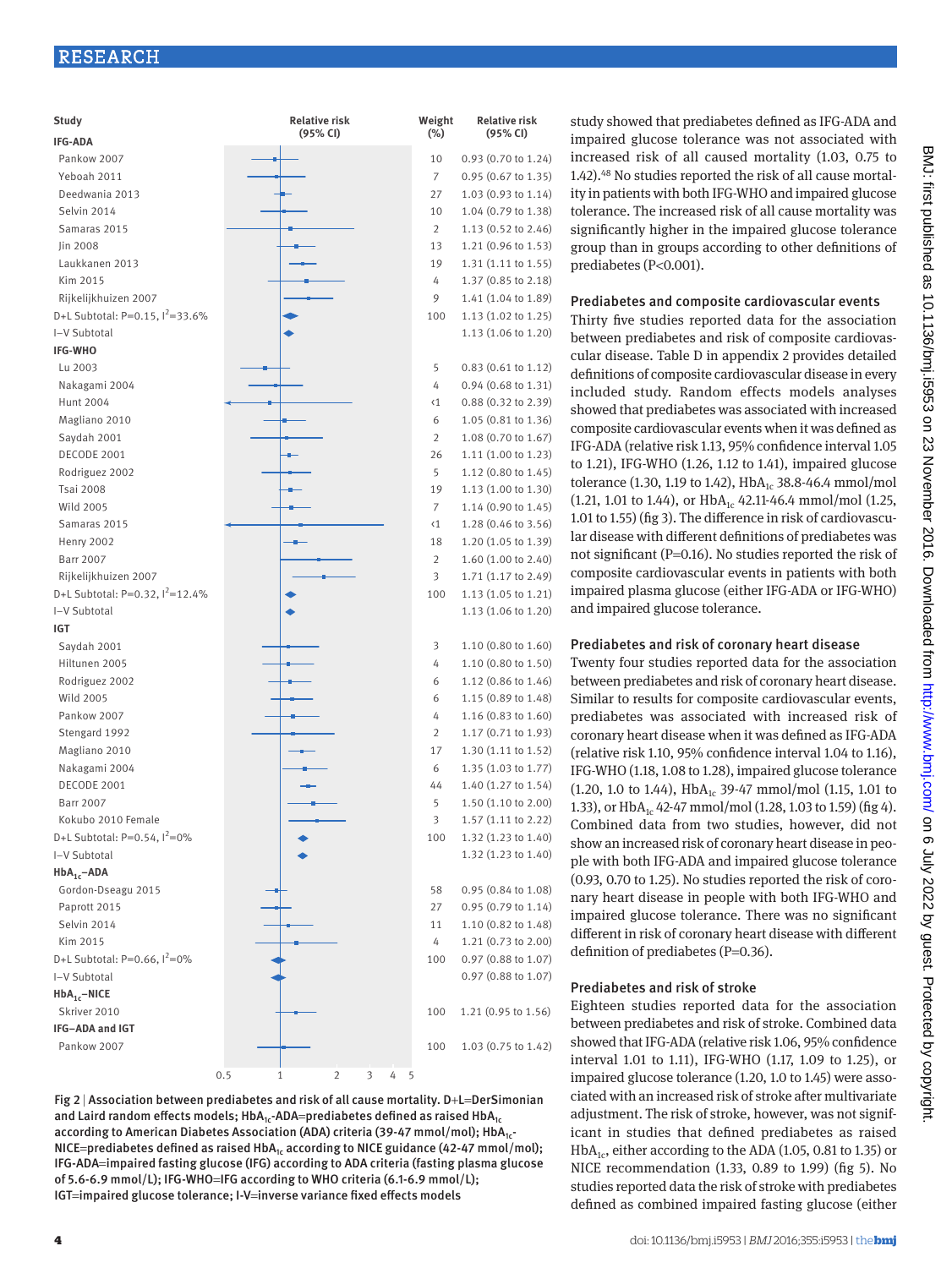| Study | Weight (%) | Relative risk (95% CI) |
|---|---|---|
| **IFG-ADA** | | |
| Pankow 2007 | 10 | 0.93 (0.70 to 1.24) |
| Yeboah 2011 | 7 | 0.95 (0.67 to 1.35) |
| Deedwania 2013 | 27 | 1.03 (0.93 to 1.14) |
| Selvin 2014 | 10 | 1.04 (0.79 to 1.38) |
| Samaras 2015 | 2 | 1.13 (0.52 to 2.46) |
| Jin 2008 | 13 | 1.21 (0.96 to 1.53) |
| Laukkanen 2013 | 19 | 1.31 (1.11 to 1.55) |
| Kim 2015 | 4 | 1.37 (0.85 to 2.18) |
| Rijkelijkhuizen 2007 | 9 | 1.41 (1.04 to 1.89) |
| D+L Subtotal: P=0.15, $I^2$=33.6% | 100 | 1.13 (1.02 to 1.25) |
| I–V Subtotal | | 1.13 (1.06 to 1.20) |
| **IFG-WHO** | | |
| Lu 2003 | 5 | 0.83 (0.61 to 1.12) |
| Nakagami 2004 | 4 | 0.94 (0.68 to 1.31) |
| Hunt 2004 | <1 | 0.88 (0.32 to 2.39) |
| Magliano 2010 | 6 | 1.05 (0.81 to 1.36) |
| Saydah 2001 | 2 | 1.08 (0.70 to 1.67) |
| DECODE 2001 | 26 | 1.11 (1.00 to 1.23) |
| Rodriguez 2002 | 5 | 1.12 (0.80 to 1.45) |
| Tsai 2008 | 19 | 1.13 (1.00 to 1.30) |
| Wild 2005 | 7 | 1.14 (0.90 to 1.45) |
| Samaras 2015 | <1 | 1.28 (0.46 to 3.56) |
| Henry 2002 | 18 | 1.20 (1.05 to 1.39) |
| Barr 2007 | 2 | 1.60 (1.00 to 2.40) |
| Rijkelijkhuizen 2007 | 3 | 1.71 (1.17 to 2.49) |
| D+L Subtotal: P=0.32, $I^2$=12.4% | 100 | 1.13 (1.05 to 1.21) |
| I–V Subtotal | | 1.13 (1.06 to 1.20) |
| **IGT** | | |
| Saydah 2001 | 3 | 1.10 (0.80 to 1.60) |
| Hiltunen 2005 | 4 | 1.10 (0.80 to 1.50) |
| Rodriguez 2002 | 6 | 1.12 (0.86 to 1.46) |
| Wild 2005 | 6 | 1.15 (0.89 to 1.48) |
| Pankow 2007 | 4 | 1.16 (0.83 to 1.60) |
| Stengard 1992 | 2 | 1.17 (0.71 to 1.93) |
| Magliano 2010 | 17 | 1.30 (1.11 to 1.52) |
| Nakagami 2004 | 6 | 1.35 (1.03 to 1.77) |
| DECODE 2001 | 44 | 1.40 (1.27 to 1.54) |
| Barr 2007 | 5 | 1.50 (1.10 to 2.00) |
| Kokubo 2010 Female | 3 | 1.57 (1.11 to 2.22) |
| D+L Subtotal: P=0.54, $I^2$=0% | 100 | 1.32 (1.23 to 1.40) |
| I–V Subtotal | | 1.32 (1.23 to 1.40) |
| **$HbA_{1c}$–ADA** | | |
| Gordon-Dseagu 2015 | 58 | 0.95 (0.84 to 1.08) |
| Paprott 2015 | 27 | 0.95 (0.79 to 1.14) |
| Selvin 2014 | 11 | 1.10 (0.82 to 1.48) |
| Kim 2015 | 4 | 1.21 (0.73 to 2.00) |
| D+L Subtotal: P=0.66, $I^2$=0% | 100 | 0.97 (0.88 to 1.07) |
| I–V Subtotal | | 0.97 (0.88 to 1.07) |
| **$HbA_{1c}$–NICE** | | |
| Skriver 2010 | 100 | 1.21 (0.95 to 1.56) |
| **IFG–ADA and IGT** | | |
| Pankow 2007 | 100 | 1.03 (0.75 to 1.42) |

Fig 2 | Association between prediabetes and risk of all cause mortality. D+L=DerSimonian and Laird random effects models; $HbA_{1c}$-ADA=prediabetes defined as raised $HbA_{1c}$ according to American Diabetes Association (ADA) criteria (39-47 mmol/mol); $HbA_{1c}$-NICE=prediabetes defined as raised $HbA_{1c}$ according to NICE guidance (42-47 mmol/mol); IFG-ADA=impaired fasting glucose (IFG) according to ADA criteria (fasting plasma glucose of 5.6-6.9 mmol/L); IFG-WHO=IFG according to WHO criteria (6.1-6.9 mmol/L); IGT=impaired glucose tolerance; I-V=inverse variance fixed effects models

study showed that prediabetes defined as IFG-ADA and impaired glucose tolerance was not associated with increased risk of all caused mortality (1.03, 0.75 to 1.42).[48] No studies reported the risk of all cause mortality in patients with both IFG-WHO and impaired glucose tolerance. The increased risk of all cause mortality was significantly higher in the impaired glucose tolerance group than in groups according to other definitions of prediabetes (P<0.001).

### Prediabetes and composite cardiovascular events

Thirty five studies reported data for the association between prediabetes and risk of composite cardiovascular disease. Table D in appendix 2 provides detailed definitions of composite cardiovascular disease in every included study. Random effects models analyses showed that prediabetes was associated with increased composite cardiovascular events when it was defined as IFG-ADA (relative risk 1.13, 95% confidence interval 1.05 to 1.21), IFG-WHO (1.26, 1.12 to 1.41), impaired glucose tolerance (1.30, 1.19 to 1.42), $HbA_{1c}$ 38.8-46.4 mmol/mol (1.21, 1.01 to 1.44), or $HbA_{1c}$ 42.11-46.4 mmol/mol (1.25, 1.01 to 1.55) (fig 3). The difference in risk of cardiovascular disease with different definitions of prediabetes was not significant (P=0.16). No studies reported the risk of composite cardiovascular events in patients with both impaired plasma glucose (either IFG-ADA or IFG-WHO) and impaired glucose tolerance.

### Prediabetes and risk of coronary heart disease

Twenty four studies reported data for the association between prediabetes and risk of coronary heart disease. Similar to results for composite cardiovascular events, prediabetes was associated with increased risk of coronary heart disease when it was defined as IFG-ADA (relative risk 1.10, 95% confidence interval 1.04 to 1.16), IFG-WHO (1.18, 1.08 to 1.28), impaired glucose tolerance (1.20, 1.0 to 1.44), $HbA_{1c}$ 39-47 mmol/mol (1.15, 1.01 to 1.33), or $HbA_{1c}$ 42-47 mmol/mol (1.28, 1.03 to 1.59) (fig 4). Combined data from two studies, however, did not show an increased risk of coronary heart disease in people with both IFG-ADA and impaired glucose tolerance (0.93, 0.70 to 1.25). No studies reported the risk of coronary heart disease in people with both IFG-WHO and impaired glucose tolerance. There was no significant different in risk of coronary heart disease with different definition of prediabetes (P=0.36).

### Prediabetes and risk of stroke

Eighteen studies reported data for the association between prediabetes and risk of stroke. Combined data showed that IFG-ADA (relative risk 1.06, 95% confidence interval 1.01 to 1.11), IFG-WHO (1.17, 1.09 to 1.25), or impaired glucose tolerance (1.20, 1.0 to 1.45) were associated with an increased risk of stroke after multivariate adjustment. The risk of stroke, however, was not significant in studies that defined prediabetes as raised $HbA_{1c}$, either according to the ADA (1.05, 0.81 to 1.35) or NICE recommendation (1.33, 0.89 to 1.99) (fig 5). No studies reported data the risk of stroke with prediabetes defined as combined impaired fasting glucose (either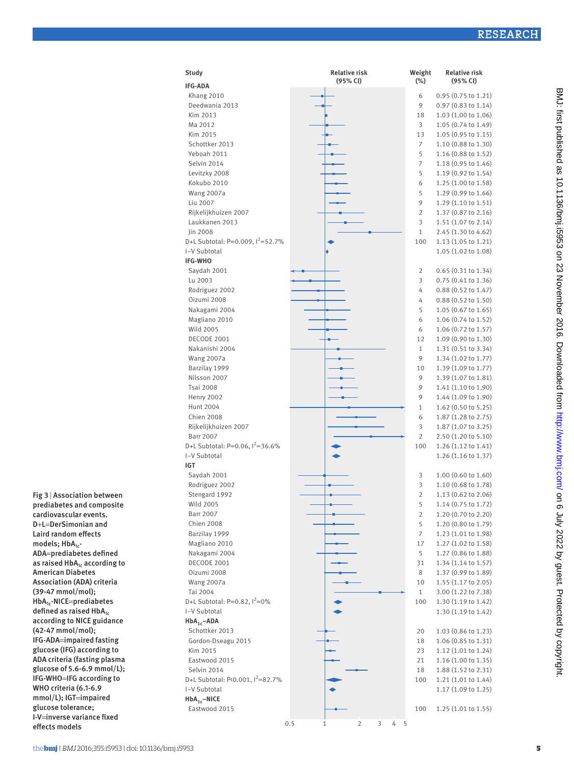| Study | Weight (%) | Relative risk (95% CI) |
|---|---|---|
| **IFG-ADA** | | |
| Khang 2010 | 6 | 0.95 (0.75 to 1.21) |
| Deedwania 2013 | 9 | 0.97 (0.83 to 1.14) |
| Kim 2013 | 18 | 1.03 (1.00 to 1.06) |
| Ma 2012 | 3 | 1.05 (0.74 to 1.49) |
| Kim 2015 | 13 | 1.05 (0.95 to 1.15) |
| Schottker 2013 | 7 | 1.10 (0.88 to 1.30) |
| Yeboah 2011 | 5 | 1.16 (0.88 to 1.52) |
| Selvin 2014 | 7 | 1.18 (0.95 to 1.46) |
| Levitzky 2008 | 5 | 1.19 (0.92 to 1.54) |
| Kokubo 2010 | 6 | 1.25 (1.00 to 1.58) |
| Wang 2007a | 5 | 1.29 (0.99 to 1.66) |
| Liu 2007 | 9 | 1.29 (1.10 to 1.51) |
| Rijkelijkhuizen 2007 | 2 | 1.37 (0.87 to 2.16) |
| Laukkanen 2013 | 3 | 1.51 (1.07 to 2.14) |
| Jin 2008 | 1 | 2.45 (1.30 to 4.62) |
| D+L Subtotal: P=0.009, $I^2$=52.7% | 100 | 1.13 (1.05 to 1.21) |
| I-V Subtotal | | 1.05 (1.02 to 1.08) |
| **IFG-WHO** | | |
| Saydah 2001 | 2 | 0.65 (0.31 to 1.34) |
| Lu 2003 | 3 | 0.75 (0.41 to 1.36) |
| Rodriguez 2002 | 4 | 0.88 (0.52 to 1.47) |
| Oizumi 2008 | 4 | 0.88 (0.52 to 1.50) |
| Nakagami 2004 | 5 | 1.05 (0.67 to 1.65) |
| Magliano 2010 | 6 | 1.06 (0.74 to 1.52) |
| Wild 2005 | 6 | 1.06 (0.72 to 1.57) |
| DECODE 2001 | 12 | 1.09 (0.90 to 1.30) |
| Nakanishi 2004 | 1 | 1.31 (0.51 to 3.34) |
| Wang 2007a | 9 | 1.34 (1.02 to 1.77) |
| Barzilay 1999 | 10 | 1.39 (1.09 to 1.77) |
| Nilsson 2007 | 9 | 1.39 (1.07 to 1.81) |
| Tsai 2008 | 9 | 1.41 (1.10 to 1.90) |
| Henry 2002 | 9 | 1.44 (1.09 to 1.90) |
| Hunt 2004 | 1 | 1.62 (0.50 to 5.25) |
| Chien 2008 | 6 | 1.87 (1.28 to 2.75) |
| Rijkelijkhuizen 2007 | 3 | 1.87 (1.07 to 3.25) |
| Barr 2007 | 2 | 2.50 (1.20 to 5.10) |
| D+L Subtotal: P=0.06, $I^2$=36.6% | 100 | 1.26 (1.12 to 1.41) |
| I-V Subtotal | | 1.26 (1.16 to 1.37) |
| **IGT** | | |
| Saydah 2001 | 3 | 1.00 (0.60 to 1.60) |
| Rodriguez 2002 | 3 | 1.10 (0.68 to 1.78) |
| Stengard 1992 | 2 | 1.13 (0.62 to 2.06) |
| Wild 2005 | 5 | 1.14 (0.75 to 1.72) |
| Barr 2007 | 2 | 1.20 (0.70 to 2.20) |
| Chien 2008 | 5 | 1.20 (0.80 to 1.79) |
| Barzilay 1999 | 7 | 1.23 (1.01 to 1.98) |
| Magliano 2010 | 17 | 1.27 (1.02 to 1.58) |
| Nakagami 2004 | 5 | 1.27 (0.86 to 1.88) |
| DECODE 2001 | 31 | 1.34 (1.14 to 1.57) |
| Oizumi 2008 | 8 | 1.37 (0.99 to 1.89) |
| Wang 2007a | 10 | 1.55 (1.17 to 2.05) |
| Tai 2004 | 1 | 3.00 (1.22 to 7.38) |
| D+L Subtotal: P=0.82, $I^2$=0% | 100 | 1.30 (1.19 to 1.42) |
| I-V Subtotal | | 1.30 (1.19 to 1.42) |
| **$HbA_{1c}$–ADA** | | |
| Schottker 2013 | 20 | 1.03 (0.86 to 1.23) |
| Gordon-Dseagu 2015 | 18 | 1.06 (0.85 to 1.31) |
| Kim 2015 | 23 | 1.12 (1.01 to 1.24) |
| Eastwood 2015 | 21 | 1.16 (1.00 to 1.35) |
| Selvin 2014 | 18 | 1.88 (1.52 to 2.31) |
| D+L Subtotal: P<0.001, $I^2$=82.7% | 100 | 1.21 (1.01 to 1.44) |
| I-V Subtotal | | 1.17 (1.09 to 1.25) |
| **$HbA_{1c}$–NICE** | | |
| Eastwood 2015 | 100 | 1.25 (1.01 to 1.55) |

Fig 3 | Association between prediabetes and composite cardiovascular events. D+L=DerSimonian and Laird random effects models; $HbA_{1c}$-ADA=prediabetes defined as raised $HbA_{1c}$ according to American Diabetes Association (ADA) criteria (39-47 mmol/mol); $HbA_{1c}$-NICE=prediabetes defined as raised $HbA_{1c}$ according to NICE guidance (42-47 mmol/mol); IFG-ADA=impaired fasting glucose (IFG) according to ADA criteria (fasting plasma glucose of 5.6-6.9 mmol/L); IFG-WHO=IFG according to WHO criteria (6.1-6.9 mmol/L); IGT=impaired glucose tolerance; I-V=inverse variance fixed effects models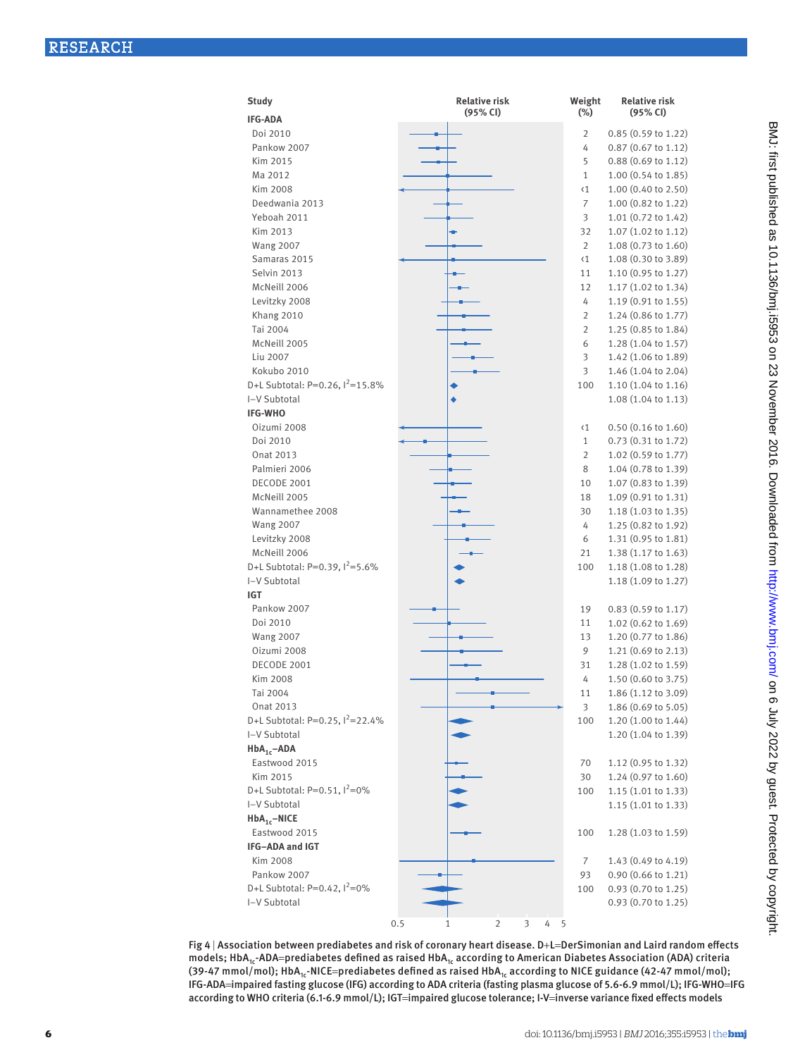| Study | Weight (%) | Relative risk (95% CI) |
|---|---|---|
| **IFG-ADA** | | |
| Doi 2010 | 2 | 0.85 (0.59 to 1.22) |
| Pankow 2007 | 4 | 0.87 (0.67 to 1.12) |
| Kim 2015 | 5 | 0.88 (0.69 to 1.12) |
| Ma 2012 | 1 | 1.00 (0.54 to 1.85) |
| Kim 2008 | <1 | 1.00 (0.40 to 2.50) |
| Deedwania 2013 | 7 | 1.00 (0.82 to 1.22) |
| Yeboah 2011 | 3 | 1.01 (0.72 to 1.42) |
| Kim 2013 | 32 | 1.07 (1.02 to 1.12) |
| Wang 2007 | 2 | 1.08 (0.73 to 1.60) |
| Samaras 2015 | <1 | 1.08 (0.30 to 3.89) |
| Selvin 2013 | 11 | 1.10 (0.95 to 1.27) |
| McNeill 2006 | 12 | 1.17 (1.02 to 1.34) |
| Levitzky 2008 | 4 | 1.19 (0.91 to 1.55) |
| Khang 2010 | 2 | 1.24 (0.86 to 1.77) |
| Tai 2004 | 2 | 1.25 (0.85 to 1.84) |
| McNeill 2005 | 6 | 1.28 (1.04 to 1.57) |
| Liu 2007 | 3 | 1.42 (1.06 to 1.89) |
| Kokubo 2010 | 3 | 1.46 (1.04 to 2.04) |
| D+L Subtotal: P=0.26, $I^2$=15.8% | 100 | 1.10 (1.04 to 1.16) |
| I-V Subtotal | | 1.08 (1.04 to 1.13) |
| **IFG-WHO** | | |
| Oizumi 2008 | <1 | 0.50 (0.16 to 1.60) |
| Doi 2010 | 1 | 0.73 (0.31 to 1.72) |
| Onat 2013 | 2 | 1.02 (0.59 to 1.77) |
| Palmieri 2006 | 8 | 1.04 (0.78 to 1.39) |
| DECODE 2001 | 10 | 1.07 (0.83 to 1.39) |
| McNeill 2005 | 18 | 1.09 (0.91 to 1.31) |
| Wannamethee 2008 | 30 | 1.18 (1.03 to 1.35) |
| Wang 2007 | 4 | 1.25 (0.82 to 1.92) |
| Levitzky 2008 | 6 | 1.31 (0.95 to 1.81) |
| McNeill 2006 | 21 | 1.38 (1.17 to 1.63) |
| D+L Subtotal: P=0.39, $I^2$=5.6% | 100 | 1.18 (1.08 to 1.28) |
| I-V Subtotal | | 1.18 (1.09 to 1.27) |
| **IGT** | | |
| Pankow 2007 | 19 | 0.83 (0.59 to 1.17) |
| Doi 2010 | 11 | 1.02 (0.62 to 1.69) |
| Wang 2007 | 13 | 1.20 (0.77 to 1.86) |
| Oizumi 2008 | 9 | 1.21 (0.69 to 2.13) |
| DECODE 2001 | 31 | 1.28 (1.02 to 1.59) |
| Kim 2008 | 4 | 1.50 (0.60 to 3.75) |
| Tai 2004 | 11 | 1.86 (1.12 to 3.09) |
| Onat 2013 | 3 | 1.86 (0.69 to 5.05) |
| D+L Subtotal: P=0.25, $I^2$=22.4% | 100 | 1.20 (1.00 to 1.44) |
| I-V Subtotal | | 1.20 (1.04 to 1.39) |
| **$HbA_{1c}$–ADA** | | |
| Eastwood 2015 | 70 | 1.12 (0.95 to 1.32) |
| Kim 2015 | 30 | 1.24 (0.97 to 1.60) |
| D+L Subtotal: P=0.51, $I^2$=0% | 100 | 1.15 (1.01 to 1.33) |
| I-V Subtotal | | 1.15 (1.01 to 1.33) |
| **$HbA_{1c}$–NICE** | | |
| Eastwood 2015 | 100 | 1.28 (1.03 to 1.59) |
| **IFG–ADA and IGT** | | |
| Kim 2008 | 7 | 1.43 (0.49 to 4.19) |
| Pankow 2007 | 93 | 0.90 (0.66 to 1.21) |
| D+L Subtotal: P=0.42, $I^2$=0% | 100 | 0.93 (0.70 to 1.25) |
| I-V Subtotal | | 0.93 (0.70 to 1.25) |

Fig 4 | Association between prediabetes and risk of coronary heart disease. D+L=DerSimonian and Laird random effects models; $HbA_{1c}$-ADA=prediabetes defined as raised $HbA_{1c}$ according to American Diabetes Association (ADA) criteria (39-47 mmol/mol); $HbA_{1c}$-NICE=prediabetes defined as raised $HbA_{1c}$ according to NICE guidance (42-47 mmol/mol); IFG-ADA=impaired fasting glucose (IFG) according to ADA criteria (fasting plasma glucose of 5.6-6.9 mmol/L); IFG-WHO=IFG according to WHO criteria (6.1-6.9 mmol/L); IGT=impaired glucose tolerance; I-V=inverse variance fixed effects models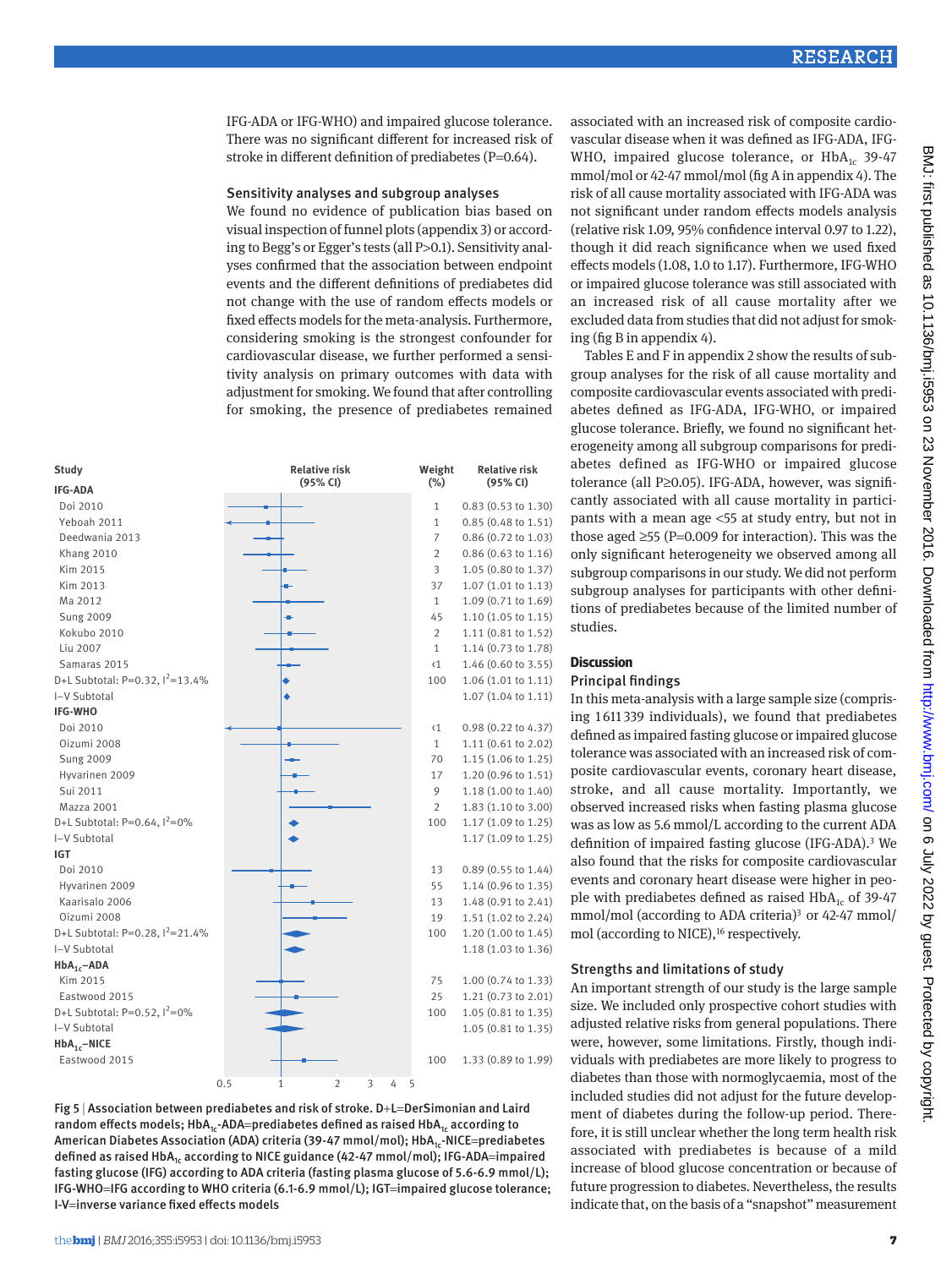IFG-ADA or IFG-WHO) and impaired glucose tolerance. There was no significant different for increased risk of stroke in different definition of prediabetes (P=0.64).

### Sensitivity analyses and subgroup analyses

We found no evidence of publication bias based on visual inspection of funnel plots (appendix 3) or according to Begg's or Egger's tests (all P>0.1). Sensitivity analyses confirmed that the association between endpoint events and the different definitions of prediabetes did not change with the use of random effects models or fixed effects models for the meta-analysis. Furthermore, considering smoking is the strongest confounder for cardiovascular disease, we further performed a sensitivity analysis on primary outcomes with data with adjustment for smoking. We found that after controlling for smoking, the presence of prediabetes remained associated with an increased risk of composite cardiovascular disease when it was defined as IFG-ADA, IFG-WHO, impaired glucose tolerance, or $HbA_{1c}$ 39-47 mmol/mol or 42-47 mmol/mol (fig A in appendix 4). The risk of all cause mortality associated with IFG-ADA was not significant under random effects models analysis (relative risk 1.09, 95% confidence interval 0.97 to 1.22), though it did reach significance when we used fixed effects models (1.08, 1.0 to 1.17). Furthermore, IFG-WHO or impaired glucose tolerance was still associated with an increased risk of all cause mortality after we excluded data from studies that did not adjust for smoking (fig B in appendix 4).

Tables E and F in appendix 2 show the results of subgroup analyses for the risk of all cause mortality and composite cardiovascular events associated with prediabetes defined as IFG-ADA, IFG-WHO, or impaired glucose tolerance. Briefly, we found no significant heterogeneity among all subgroup comparisons for prediabetes defined as IFG-WHO or impaired glucose tolerance (all P≥0.05). IFG-ADA, however, was significantly associated with all cause mortality in participants with a mean age <55 at study entry, but not in those aged ≥55 (P=0.009 for interaction). This was the only significant heterogeneity we observed among all subgroup comparisons in our study. We did not perform subgroup analyses for participants with other definitions of prediabetes because of the limited number of studies.

| Study | Weight (%) | Relative risk (95% CI) |
|---|---|---|
| **IFG-ADA** | | |
| Doi 2010 | 1 | 0.83 (0.53 to 1.30) |
| Yeboah 2011 | 1 | 0.85 (0.48 to 1.51) |
| Deedwania 2013 | 7 | 0.86 (0.72 to 1.03) |
| Khang 2010 | 2 | 0.86 (0.63 to 1.16) |
| Kim 2015 | 3 | 1.05 (0.80 to 1.37) |
| Kim 2013 | 37 | 1.07 (1.01 to 1.13) |
| Ma 2012 | 1 | 1.09 (0.71 to 1.69) |
| Sung 2009 | 45 | 1.10 (1.05 to 1.15) |
| Kokubo 2010 | 2 | 1.11 (0.81 to 1.52) |
| Liu 2007 | 1 | 1.14 (0.73 to 1.78) |
| Samaras 2015 | <1 | 1.46 (0.60 to 3.55) |
| D+L Subtotal: P=0.32, $I^2$=13.4% | 100 | 1.06 (1.01 to 1.11) |
| I–V Subtotal | | 1.07 (1.04 to 1.11) |
| **IFG-WHO** | | |
| Doi 2010 | <1 | 0.98 (0.22 to 4.37) |
| Oizumi 2008 | 1 | 1.11 (0.61 to 2.02) |
| Sung 2009 | 70 | 1.15 (1.06 to 1.25) |
| Hyvarinen 2009 | 17 | 1.20 (0.96 to 1.51) |
| Sui 2011 | 9 | 1.18 (1.00 to 1.40) |
| Mazza 2001 | 2 | 1.83 (1.10 to 3.00) |
| D+L Subtotal: P=0.64, $I^2$=0% | 100 | 1.17 (1.09 to 1.25) |
| I–V Subtotal | | 1.17 (1.09 to 1.25) |
| **IGT** | | |
| Doi 2010 | 13 | 0.89 (0.55 to 1.44) |
| Hyvarinen 2009 | 55 | 1.14 (0.96 to 1.35) |
| Kaarisalo 2006 | 13 | 1.48 (0.91 to 2.41) |
| Oizumi 2008 | 19 | 1.51 (1.02 to 2.24) |
| D+L Subtotal: P=0.28, $I^2$=21.4% | 100 | 1.20 (1.00 to 1.45) |
| I–V Subtotal | | 1.18 (1.03 to 1.36) |
| **$HbA_{1c}$–ADA** | | |
| Kim 2015 | 75 | 1.00 (0.74 to 1.33) |
| Eastwood 2015 | 25 | 1.21 (0.73 to 2.01) |
| D+L Subtotal: P=0.52, $I^2$=0% | 100 | 1.05 (0.81 to 1.35) |
| I–V Subtotal | | 1.05 (0.81 to 1.35) |
| **$HbA_{1c}$–NICE** | | |
| Eastwood 2015 | 100 | 1.33 (0.89 to 1.99) |

Fig 5 | Association between prediabetes and risk of stroke. D+L=DerSimonian and Laird random effects models; $HbA_{1c}$-ADA=prediabetes defined as raised $HbA_{1c}$ according to American Diabetes Association (ADA) criteria (39-47 mmol/mol); $HbA_{1c}$-NICE=prediabetes defined as raised $HbA_{1c}$ according to NICE guidance (42-47 mmol/mol); IFG-ADA=impaired fasting glucose (IFG) according to ADA criteria (fasting plasma glucose of 5.6-6.9 mmol/L); IFG-WHO=IFG according to WHO criteria (6.1-6.9 mmol/L); IGT=impaired glucose tolerance; I-V=inverse variance fixed effects models

## Discussion

### Principal findings

In this meta-analysis with a large sample size (comprising 1 611 339 individuals), we found that prediabetes defined as impaired fasting glucose or impaired glucose tolerance was associated with an increased risk of composite cardiovascular events, coronary heart disease, stroke, and all cause mortality. Importantly, we observed increased risks when fasting plasma glucose was as low as 5.6 mmol/L according to the current ADA definition of impaired fasting glucose (IFG-ADA).[3] We also found that the risks for composite cardiovascular events and coronary heart disease were higher in people with prediabetes defined as raised $HbA_{1c}$ of 39-47 mmol/mol (according to ADA criteria)[3] or 42-47 mmol/mol (according to NICE),[16] respectively.

### Strengths and limitations of study

An important strength of our study is the large sample size. We included only prospective cohort studies with adjusted relative risks from general populations. There were, however, some limitations. Firstly, though individuals with prediabetes are more likely to progress to diabetes than those with normoglycaemia, most of the included studies did not adjust for the future development of diabetes during the follow-up period. Therefore, it is still unclear whether the long term health risk associated with prediabetes is because of a mild increase of blood glucose concentration or because of future progression to diabetes. Nevertheless, the results indicate that, on the basis of a "snapshot" measurement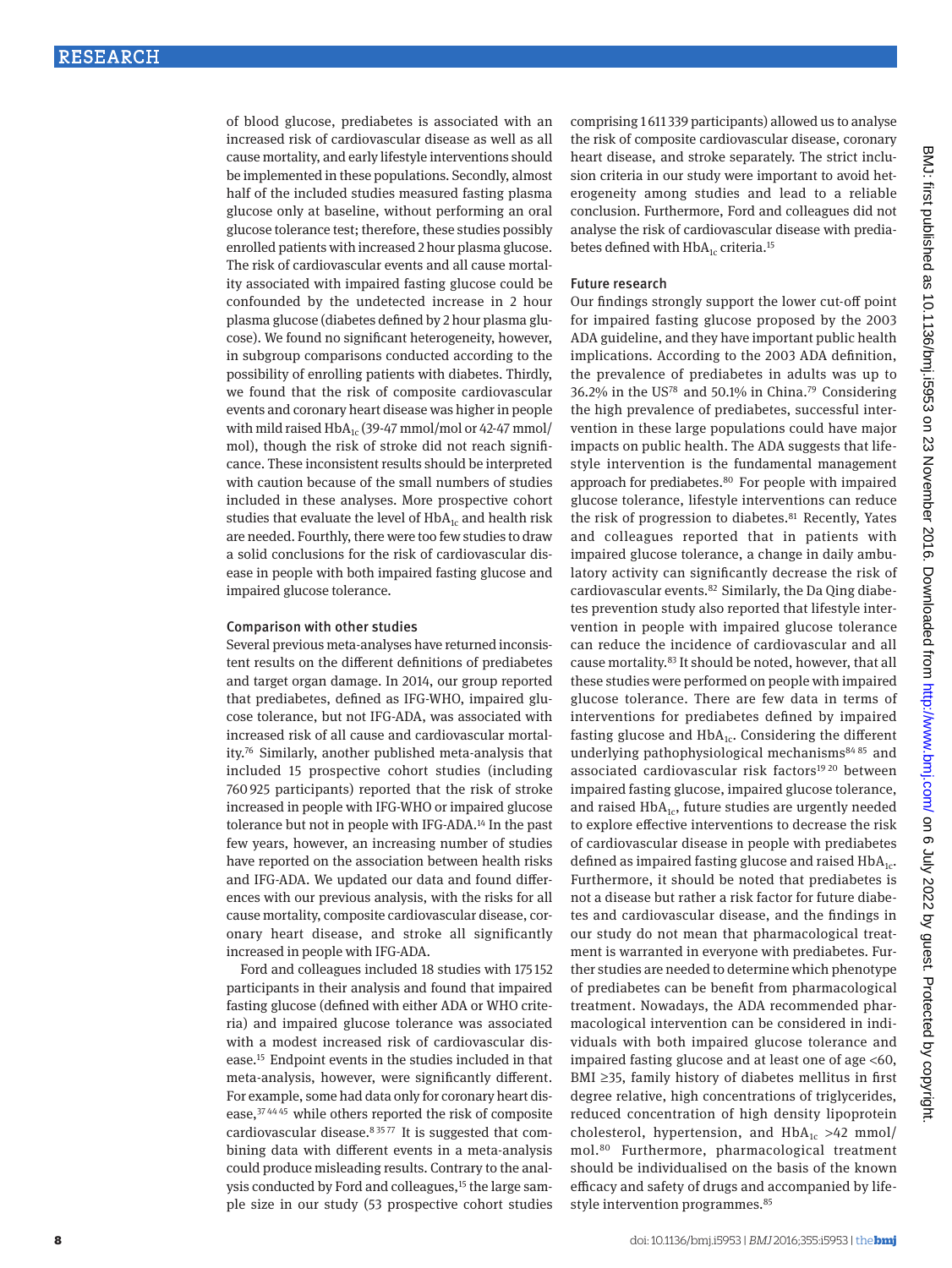of blood glucose, prediabetes is associated with an increased risk of cardiovascular disease as well as all cause mortality, and early lifestyle interventions should be implemented in these populations. Secondly, almost half of the included studies measured fasting plasma glucose only at baseline, without performing an oral glucose tolerance test; therefore, these studies possibly enrolled patients with increased 2 hour plasma glucose. The risk of cardiovascular events and all cause mortality associated with impaired fasting glucose could be confounded by the undetected increase in 2 hour plasma glucose (diabetes defined by 2 hour plasma glucose). We found no significant heterogeneity, however, in subgroup comparisons conducted according to the possibility of enrolling patients with diabetes. Thirdly, we found that the risk of composite cardiovascular events and coronary heart disease was higher in people with mild raised $HbA_{1c}$ (39-47 mmol/mol or 42-47 mmol/mol), though the risk of stroke did not reach significance. These inconsistent results should be interpreted with caution because of the small numbers of studies included in these analyses. More prospective cohort studies that evaluate the level of $HbA_{1c}$ and health risk are needed. Fourthly, there were too few studies to draw a solid conclusions for the risk of cardiovascular disease in people with both impaired fasting glucose and impaired glucose tolerance.

### Comparison with other studies

Several previous meta-analyses have returned inconsistent results on the different definitions of prediabetes and target organ damage. In 2014, our group reported that prediabetes, defined as IFG-WHO, impaired glucose tolerance, but not IFG-ADA, was associated with increased risk of all cause and cardiovascular mortality.[76] Similarly, another published meta-analysis that included 15 prospective cohort studies (including 760 925 participants) reported that the risk of stroke increased in people with IFG-WHO or impaired glucose tolerance but not in people with IFG-ADA.[14] In the past few years, however, an increasing number of studies have reported on the association between health risks and IFG-ADA. We updated our data and found differences with our previous analysis, with the risks for all cause mortality, composite cardiovascular disease, coronary heart disease, and stroke all significantly increased in people with IFG-ADA.

Ford and colleagues included 18 studies with 175 152 participants in their analysis and found that impaired fasting glucose (defined with either ADA or WHO criteria) and impaired glucose tolerance was associated with a modest increased risk of cardiovascular disease.[15] Endpoint events in the studies included in that meta-analysis, however, were significantly different. For example, some had data only for coronary heart disease,[37 44 45] while others reported the risk of composite cardiovascular disease.[8 35 77] It is suggested that combining data with different events in a meta-analysis could produce misleading results. Contrary to the analysis conducted by Ford and colleagues,[15] the large sample size in our study (53 prospective cohort studies comprising 1 611 339 participants) allowed us to analyse the risk of composite cardiovascular disease, coronary heart disease, and stroke separately. The strict inclusion criteria in our study were important to avoid heterogeneity among studies and lead to a reliable conclusion. Furthermore, Ford and colleagues did not analyse the risk of cardiovascular disease with prediabetes defined with $HbA_{1c}$ criteria.[15]

### Future research

Our findings strongly support the lower cut-off point for impaired fasting glucose proposed by the 2003 ADA guideline, and they have important public health implications. According to the 2003 ADA definition, the prevalence of prediabetes in adults was up to 36.2% in the US[78] and 50.1% in China.[79] Considering the high prevalence of prediabetes, successful intervention in these large populations could have major impacts on public health. The ADA suggests that lifestyle intervention is the fundamental management approach for prediabetes.[80] For people with impaired glucose tolerance, lifestyle interventions can reduce the risk of progression to diabetes.[81] Recently, Yates and colleagues reported that in patients with impaired glucose tolerance, a change in daily ambulatory activity can significantly decrease the risk of cardiovascular events.[82] Similarly, the Da Qing diabetes prevention study also reported that lifestyle intervention in people with impaired glucose tolerance can reduce the incidence of cardiovascular and all cause mortality.[83] It should be noted, however, that all these studies were performed on people with impaired glucose tolerance. There are few data in terms of interventions for prediabetes defined by impaired fasting glucose and $HbA_{1c}$. Considering the different underlying pathophysiological mechanisms[84 85] and associated cardiovascular risk factors[19 20] between impaired fasting glucose, impaired glucose tolerance, and raised $HbA_{1c}$, future studies are urgently needed to explore effective interventions to decrease the risk of cardiovascular disease in people with prediabetes defined as impaired fasting glucose and raised $HbA_{1c}$. Furthermore, it should be noted that prediabetes is not a disease but rather a risk factor for future diabetes and cardiovascular disease, and the findings in our study do not mean that pharmacological treatment is warranted in everyone with prediabetes. Further studies are needed to determine which phenotype of prediabetes can be benefit from pharmacological treatment. Nowadays, the ADA recommended pharmacological intervention can be considered in individuals with both impaired glucose tolerance and impaired fasting glucose and at least one of age <60, BMI ≥35, family history of diabetes mellitus in first degree relative, high concentrations of triglycerides, reduced concentration of high density lipoprotein cholesterol, hypertension, and $HbA_{1c}$ >42 mmol/mol.[80] Furthermore, pharmacological treatment should be individualised on the basis of the known efficacy and safety of drugs and accompanied by lifestyle intervention programmes.[85]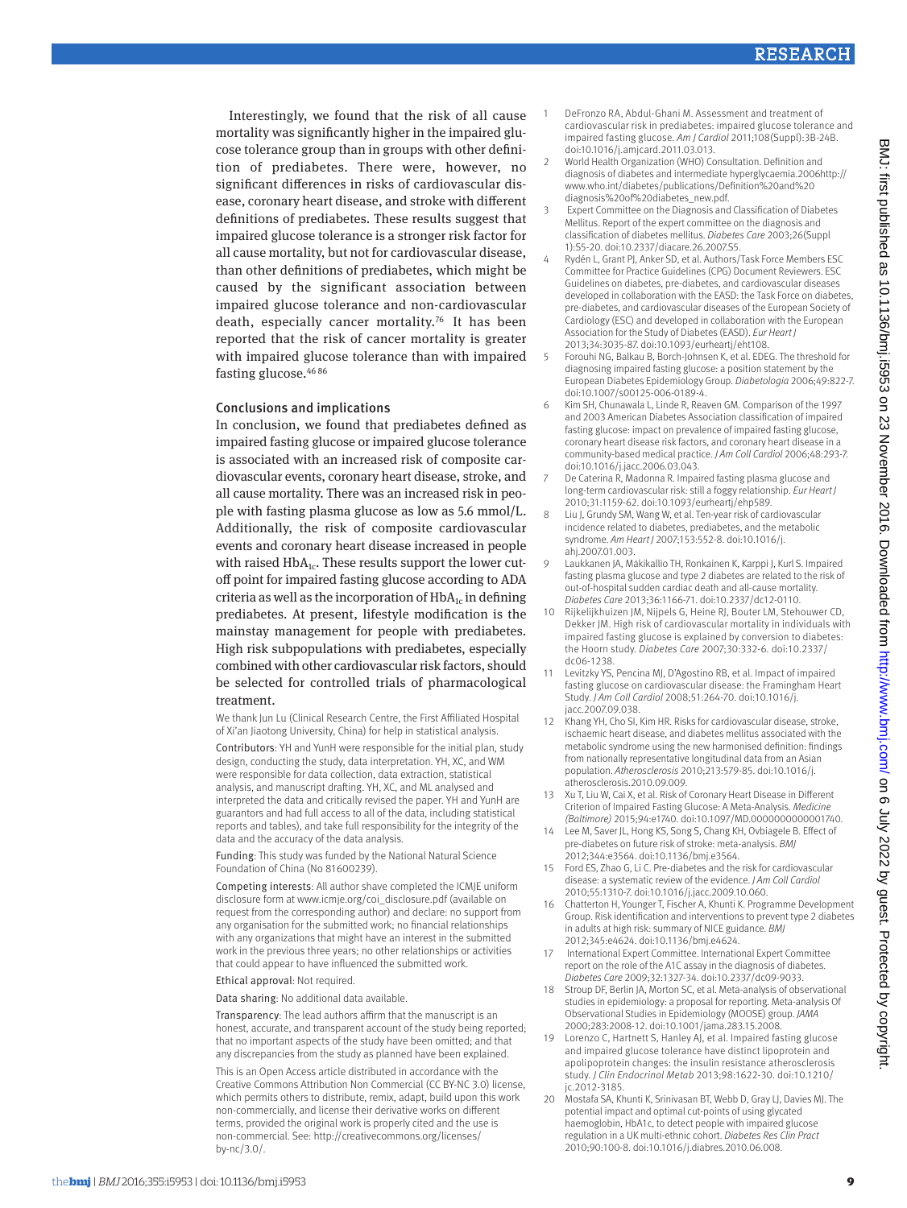Interestingly, we found that the risk of all cause mortality was significantly higher in the impaired glucose tolerance group than in groups with other definition of prediabetes. There were, however, no significant differences in risks of cardiovascular disease, coronary heart disease, and stroke with different definitions of prediabetes. These results suggest that impaired glucose tolerance is a stronger risk factor for all cause mortality, but not for cardiovascular disease, than other definitions of prediabetes, which might be caused by the significant association between impaired glucose tolerance and non-cardiovascular death, especially cancer mortality.[76] It has been reported that the risk of cancer mortality is greater with impaired glucose tolerance than with impaired fasting glucose.[46 86]

### Conclusions and implications

In conclusion, we found that prediabetes defined as impaired fasting glucose or impaired glucose tolerance is associated with an increased risk of composite cardiovascular events, coronary heart disease, stroke, and all cause mortality. There was an increased risk in people with fasting plasma glucose as low as 5.6 mmol/L. Additionally, the risk of composite cardiovascular events and coronary heart disease increased in people with raised $HbA_{1c}$. These results support the lower cut-off point for impaired fasting glucose according to ADA criteria as well as the incorporation of $HbA_{1c}$ in defining prediabetes. At present, lifestyle modification is the mainstay management for people with prediabetes. High risk subpopulations with prediabetes, especially combined with other cardiovascular risk factors, should be selected for controlled trials of pharmacological treatment.

We thank Jun Lu (Clinical Research Centre, the First Affiliated Hospital of Xi'an Jiaotong University, China) for help in statistical analysis.

Contributors: YH and YunH were responsible for the initial plan, study design, conducting the study, data interpretation. YH, XC, and WM were responsible for data collection, data extraction, statistical analysis, and manuscript drafting. YH, XC, and ML analysed and interpreted the data and critically revised the paper. YH and YunH are guarantors and had full access to all of the data, including statistical reports and tables), and take full responsibility for the integrity of the data and the accuracy of the data analysis.

Funding: This study was funded by the National Natural Science Foundation of China (No 81600239).

Competing interests: All author shave completed the ICMJE uniform disclosure form at www.icmje.org/coi_disclosure.pdf (available on request from the corresponding author) and declare: no support from any organisation for the submitted work; no financial relationships with any organizations that might have an interest in the submitted work in the previous three years; no other relationships or activities that could appear to have influenced the submitted work.

Ethical approval: Not required.

Data sharing: No additional data available.

Transparency: The lead authors affirm that the manuscript is an honest, accurate, and transparent account of the study being reported; that no important aspects of the study have been omitted; and that any discrepancies from the study as planned have been explained.

This is an Open Access article distributed in accordance with the Creative Commons Attribution Non Commercial (CC BY-NC 3.0) license, which permits others to distribute, remix, adapt, build upon this work non-commercially, and license their derivative works on different terms, provided the original work is properly cited and the use is non-commercial. See: http://creativecommons.org/licenses/by-nc/3.0/.

1. DeFronzo RA, Abdul-Ghani M. Assessment and treatment of cardiovascular risk in prediabetes: impaired glucose tolerance and impaired fasting glucose. *Am J Cardiol* 2011;108(Suppl):3B-24B. doi:10.1016/j.amjcard.2011.03.013.
2. World Health Organization (WHO) Consultation. Definition and diagnosis of diabetes and intermediate hyperglycaemia.2006http://www.who.int/diabetes/publications/Definition%20and%20diagnosis%20of%20diabetes_new.pdf.
3. Expert Committee on the Diagnosis and Classification of Diabetes Mellitus. Report of the expert committee on the diagnosis and classification of diabetes mellitus. *Diabetes Care* 2003;26(Suppl 1):S5-20. doi:10.2337/diacare.26.2007.S5.
4. Rydén L, Grant PJ, Anker SD, et al. Authors/Task Force Members ESC Committee for Practice Guidelines (CPG) Document Reviewers. ESC Guidelines on diabetes, pre-diabetes, and cardiovascular diseases developed in collaboration with the EASD: the Task Force on diabetes, pre-diabetes, and cardiovascular diseases of the European Society of Cardiology (ESC) and developed in collaboration with the European Association for the Study of Diabetes (EASD). *Eur Heart J* 2013;34:3035-87. doi:10.1093/eurheartj/eht108.
5. Forouhi NG, Balkau B, Borch-Johnsen K, et al. EDEG. The threshold for diagnosing impaired fasting glucose: a position statement by the European Diabetes Epidemiology Group. *Diabetologia* 2006;49:822-7. doi:10.1007/s00125-006-0189-4.
6. Kim SH, Chunawala L, Linde R, Reaven GM. Comparison of the 1997 and 2003 American Diabetes Association classification of impaired fasting glucose: impact on prevalence of impaired fasting glucose, coronary heart disease risk factors, and coronary heart disease in a community-based medical practice. *J Am Coll Cardiol* 2006;48:293-7. doi:10.1016/j.jacc.2006.03.043.
7. De Caterina R, Madonna R. Impaired fasting plasma glucose and long-term cardiovascular risk: still a foggy relationship. *Eur Heart J* 2010;31:1159-62. doi:10.1093/eurheartj/ehp589.
8. Liu J, Grundy SM, Wang W, et al. Ten-year risk of cardiovascular incidence related to diabetes, prediabetes, and the metabolic syndrome. *Am Heart J* 2007;153:552-8. doi:10.1016/j.ahj.2007.01.003.
9. Laukkanen JA, Mäkikallio TH, Ronkainen K, Karppi J, Kurl S. Impaired fasting plasma glucose and type 2 diabetes are related to the risk of out-of-hospital sudden cardiac death and all-cause mortality. *Diabetes Care* 2013;36:1166-71. doi:10.2337/dc12-0110.
10. Rijkelijkhuizen JM, Nijpels G, Heine RJ, Bouter LM, Stehouwer CD, Dekker JM. High risk of cardiovascular mortality in individuals with impaired fasting glucose is explained by conversion to diabetes: the Hoorn study. *Diabetes Care* 2007;30:332-6. doi:10.2337/dc06-1238.
11. Levitzky YS, Pencina MJ, D'Agostino RB, et al. Impact of impaired fasting glucose on cardiovascular disease: the Framingham Heart Study. *J Am Coll Cardiol* 2008;51:264-70. doi:10.1016/j.jacc.2007.09.038.
12. Khang YH, Cho SI, Kim HR. Risks for cardiovascular disease, stroke, ischaemic heart disease, and diabetes mellitus associated with the metabolic syndrome using the new harmonised definition: findings from nationally representative longitudinal data from an Asian population. *Atherosclerosis* 2010;213:579-85. doi:10.1016/j.atherosclerosis.2010.09.009.
13. Xu T, Liu W, Cai X, et al. Risk of Coronary Heart Disease in Different Criterion of Impaired Fasting Glucose: A Meta-Analysis. *Medicine (Baltimore)* 2015;94:e1740. doi:10.1097/MD.0000000000001740.
14. Lee M, Saver JL, Hong KS, Song S, Chang KH, Ovbiagele B. Effect of pre-diabetes on future risk of stroke: meta-analysis. *BMJ* 2012;344:e3564. doi:10.1136/bmj.e3564.
15. Ford ES, Zhao G, Li C. Pre-diabetes and the risk for cardiovascular disease: a systematic review of the evidence. *J Am Coll Cardiol* 2010;55:1310-7. doi:10.1016/j.jacc.2009.10.060.
16. Chatterton H, Younger T, Fischer A, Khunti K. Programme Development Group. Risk identification and interventions to prevent type 2 diabetes in adults at high risk: summary of NICE guidance. *BMJ* 2012;345:e4624. doi:10.1136/bmj.e4624.
17. International Expert Committee. International Expert Committee report on the role of the A1C assay in the diagnosis of diabetes. *Diabetes Care* 2009;32:1327-34. doi:10.2337/dc09-9033.
18. Stroup DF, Berlin JA, Morton SC, et al. Meta-analysis of observational studies in epidemiology: a proposal for reporting. Meta-analysis Of Observational Studies in Epidemiology (MOOSE) group. *JAMA* 2000;283:2008-12. doi:10.1001/jama.283.15.2008.
19. Lorenzo C, Hartnett S, Hanley AJ, et al. Impaired fasting glucose and impaired glucose tolerance have distinct lipoprotein and apolipoprotein changes: the insulin resistance atherosclerosis study. *J Clin Endocrinol Metab* 2013;98:1622-30. doi:10.1210/jc.2012-3185.
20. Mostafa SA, Khunti K, Srinivasan BT, Webb D, Gray LJ, Davies MJ. The potential impact and optimal cut-points of using glycated haemoglobin, HbA1c, to detect people with impaired glucose regulation in a UK multi-ethnic cohort. *Diabetes Res Clin Pract* 2010;90:100-8. doi:10.1016/j.diabres.2010.06.008.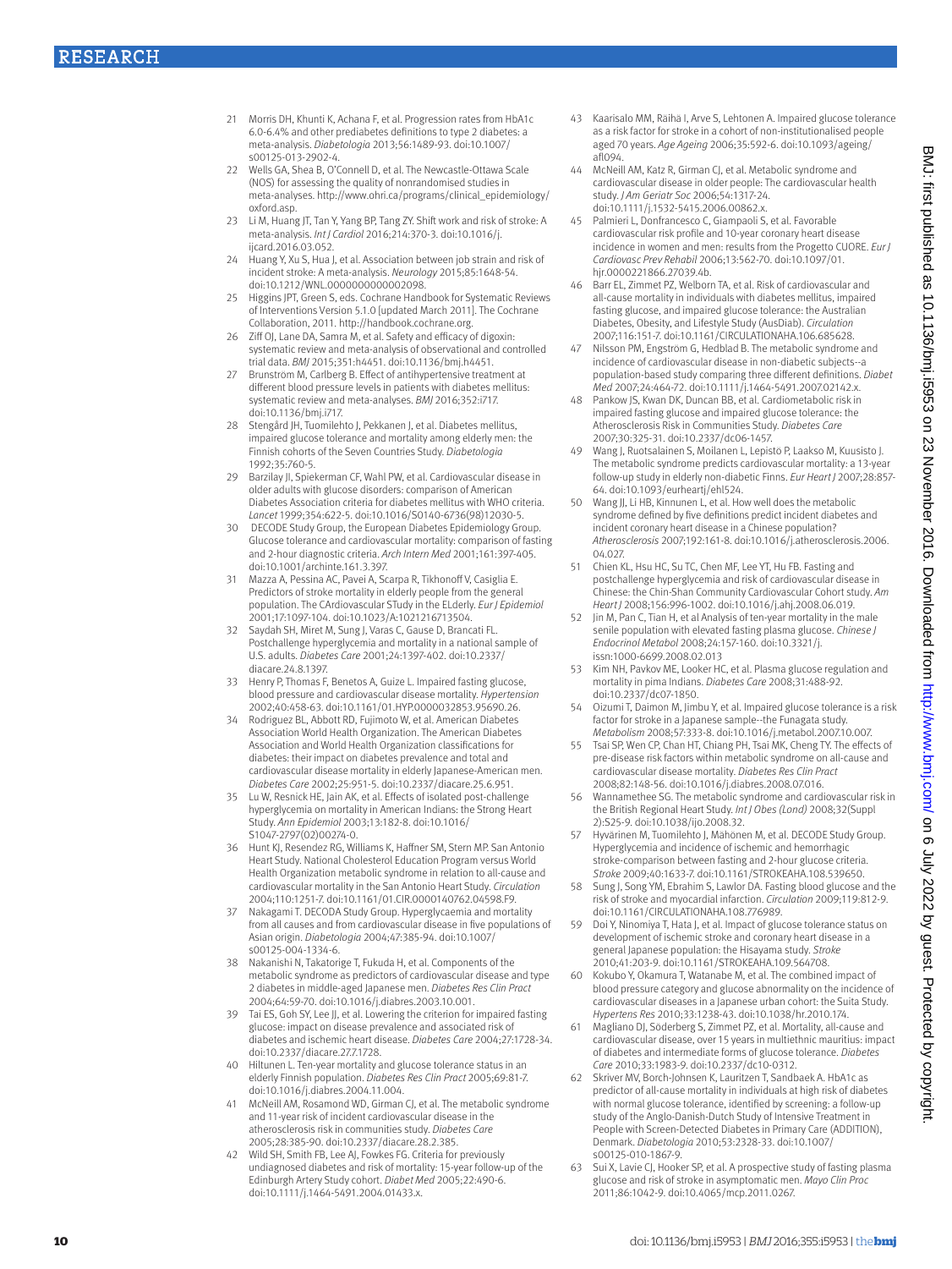21 Morris DH, Khunti K, Achana F, et al. Progression rates from HbA1c 6.0-6.4% and other prediabetes definitions to type 2 diabetes: a meta-analysis. *Diabetologia* 2013;56:1489-93. doi:10.1007/s00125-013-2902-4.

22 Wells GA, Shea B, O'Connell D, et al. The Newcastle-Ottawa Scale (NOS) for assessing the quality of nonrandomised studies in meta-analyses. http://www.ohri.ca/programs/clinical_epidemiology/oxford.asp.

23 Li M, Huang JT, Tan Y, Yang BP, Tang ZY. Shift work and risk of stroke: A meta-analysis. *Int J Cardiol* 2016;214:370-3. doi:10.1016/j.ijcard.2016.03.052.

24 Huang Y, Xu S, Hua J, et al. Association between job strain and risk of incident stroke: A meta-analysis. *Neurology* 2015;85:1648-54. doi:10.1212/WNL.0000000000002098.

25 Higgins JPT, Green S, eds. Cochrane Handbook for Systematic Reviews of Interventions Version 5.1.0 [updated March 2011]. The Cochrane Collaboration, 2011. http://handbook.cochrane.org.

26 Ziff OJ, Lane DA, Samra M, et al. Safety and efficacy of digoxin: systematic review and meta-analysis of observational and controlled trial data. *BMJ* 2015;351:h4451. doi:10.1136/bmj.h4451.

27 Brunström M, Carlberg B. Effect of antihypertensive treatment at different blood pressure levels in patients with diabetes mellitus: systematic review and meta-analyses. *BMJ* 2016;352:i717. doi:10.1136/bmj.i717.

28 Stengård JH, Tuomilehto J, Pekkanen J, et al. Diabetes mellitus, impaired glucose tolerance and mortality among elderly men: the Finnish cohorts of the Seven Countries Study. *Diabetologia* 1992;35:760-5.

29 Barzilay JI, Spiekerman CF, Wahl PW, et al. Cardiovascular disease in older adults with glucose disorders: comparison of American Diabetes Association criteria for diabetes mellitus with WHO criteria. *Lancet* 1999;354:622-5. doi:10.1016/S0140-6736(98)12030-5.

30 DECODE Study Group, the European Diabetes Epidemiology Group. Glucose tolerance and cardiovascular mortality: comparison of fasting and 2-hour diagnostic criteria. *Arch Intern Med* 2001;161:397-405. doi:10.1001/archinte.161.3.397.

31 Mazza A, Pessina AC, Pavei A, Scarpa R, Tikhonoff V, Casiglia E. Predictors of stroke mortality in elderly people from the general population. The CArdiovascular STudy in the ELderly. *Eur J Epidemiol* 2001;17:1097-104. doi:10.1023/A:1021216713504.

32 Saydah SH, Miret M, Sung J, Varas C, Gause D, Brancati FL. Postchallenge hyperglycemia and mortality in a national sample of U.S. adults. *Diabetes Care* 2001;24:1397-402. doi:10.2337/diacare.24.8.1397.

33 Henry P, Thomas F, Benetos A, Guize L. Impaired fasting glucose, blood pressure and cardiovascular disease mortality. *Hypertension* 2002;40:458-63. doi:10.1161/01.HYP.0000032853.95690.26.

34 Rodriguez BL, Abbott RD, Fujimoto W, et al. American Diabetes Association World Health Organization. The American Diabetes Association and World Health Organization classifications for diabetes: their impact on diabetes prevalence and total and cardiovascular disease mortality in elderly Japanese-American men. *Diabetes Care* 2002;25:951-5. doi:10.2337/diacare.25.6.951.

35 Lu W, Resnick HE, Jain AK, et al. Effects of isolated post-challenge hyperglycemia on mortality in American Indians: the Strong Heart Study. *Ann Epidemiol* 2003;13:182-8. doi:10.1016/S1047-2797(02)00274-0.

36 Hunt KJ, Resendez RG, Williams K, Haffner SM, Stern MP. San Antonio Heart Study. National Cholesterol Education Program versus World Health Organization metabolic syndrome in relation to all-cause and cardiovascular mortality in the San Antonio Heart Study. *Circulation* 2004;110:1251-7. doi:10.1161/01.CIR.0000140762.04598.F9.

37 Nakagami T. DECODA Study Group. Hyperglycaemia and mortality from all causes and from cardiovascular disease in five populations of Asian origin. *Diabetologia* 2004;47:385-94. doi:10.1007/s00125-004-1334-6.

38 Nakanishi N, Takatorige T, Fukuda H, et al. Components of the metabolic syndrome as predictors of cardiovascular disease and type 2 diabetes in middle-aged Japanese men. *Diabetes Res Clin Pract* 2004;64:59-70. doi:10.1016/j.diabres.2003.10.001.

39 Tai ES, Goh SY, Lee JJ, et al. Lowering the criterion for impaired fasting glucose: impact on disease prevalence and associated risk of diabetes and ischemic heart disease. *Diabetes Care* 2004;27:1728-34. doi:10.2337/diacare.27.7.1728.

40 Hiltunen L. Ten-year mortality and glucose tolerance status in an elderly Finnish population. *Diabetes Res Clin Pract* 2005;69:81-7. doi:10.1016/j.diabres.2004.11.004.

41 McNeill AM, Rosamond WD, Girman CJ, et al. The metabolic syndrome and 11-year risk of incident cardiovascular disease in the atherosclerosis risk in communities study. *Diabetes Care* 2005;28:385-90. doi:10.2337/diacare.28.2.385.

42 Wild SH, Smith FB, Lee AJ, Fowkes FG. Criteria for previously undiagnosed diabetes and risk of mortality: 15-year follow-up of the Edinburgh Artery Study cohort. *Diabet Med* 2005;22:490-6. doi:10.1111/j.1464-5491.2004.01433.x.

43 Kaarisalo MM, Räihä I, Arve S, Lehtonen A. Impaired glucose tolerance as a risk factor for stroke in a cohort of non-institutionalised people aged 70 years. *Age Ageing* 2006;35:592-6. doi:10.1093/ageing/afl094.

44 McNeill AM, Katz R, Girman CJ, et al. Metabolic syndrome and cardiovascular disease in older people: The cardiovascular health study. *J Am Geriatr Soc* 2006;54:1317-24. doi:10.1111/j.1532-5415.2006.00862.x.

45 Palmieri L, Donfrancesco C, Giampaoli S, et al. Favorable cardiovascular risk profile and 10-year coronary heart disease incidence in women and men: results from the Progetto CUORE. *Eur J Cardiovasc Prev Rehabil* 2006;13:562-70. doi:10.1097/01.hjr.0000221866.27039.4b.

46 Barr EL, Zimmet PZ, Welborn TA, et al. Risk of cardiovascular and all-cause mortality in individuals with diabetes mellitus, impaired fasting glucose, and impaired glucose tolerance: the Australian Diabetes, Obesity, and Lifestyle Study (AusDiab). *Circulation* 2007;116:151-7. doi:10.1161/CIRCULATIONAHA.106.685628.

47 Nilsson PM, Engström G, Hedblad B. The metabolic syndrome and incidence of cardiovascular disease in non-diabetic subjects--a population-based study comparing three different definitions. *Diabet Med* 2007;24:464-72. doi:10.1111/j.1464-5491.2007.02142.x.

48 Pankow JS, Kwan DK, Duncan BB, et al. Cardiometabolic risk in impaired fasting glucose and impaired glucose tolerance: the Atherosclerosis Risk in Communities Study. *Diabetes Care* 2007;30:325-31. doi:10.2337/dc06-1457.

49 Wang J, Ruotsalainen S, Moilanen L, Lepistö P, Laakso M, Kuusisto J. The metabolic syndrome predicts cardiovascular mortality: a 13-year follow-up study in elderly non-diabetic Finns. *Eur Heart J* 2007;28:857-64. doi:10.1093/eurheartj/ehl524.

50 Wang JJ, Li HB, Kinnunen L, et al. How well does the metabolic syndrome defined by five definitions predict incident diabetes and incident coronary heart disease in a Chinese population? *Atherosclerosis* 2007;192:161-8. doi:10.1016/j.atherosclerosis.2006.04.027.

51 Chien KL, Hsu HC, Su TC, Chen MF, Lee YT, Hu FB. Fasting and postchallenge hyperglycemia and risk of cardiovascular disease in Chinese: the Chin-Shan Community Cardiovascular Cohort study. *Am Heart J* 2008;156:996-1002. doi:10.1016/j.ahj.2008.06.019.

52 Jin M, Pan C, Tian H, et al Analysis of ten-year mortality in the male senile population with elevated fasting plasma glucose. *Chinese J Endocrinol Metabol* 2008;24:157-160. doi:10.3321/j.issn:1000-6699.2008.02.013

53 Kim NH, Pavkov ME, Looker HC, et al. Plasma glucose regulation and mortality in pima Indians. *Diabetes Care* 2008;31:488-92. doi:10.2337/dc07-1850.

54 Oizumi T, Daimon M, Jimbu Y, et al. Impaired glucose tolerance is a risk factor for stroke in a Japanese sample--the Funagata study. *Metabolism* 2008;57:333-8. doi:10.1016/j.metabol.2007.10.007.

55 Tsai SP, Wen CP, Chan HT, Chiang PH, Tsai MK, Cheng TY. The effects of pre-disease risk factors within metabolic syndrome on all-cause and cardiovascular disease mortality. *Diabetes Res Clin Pract* 2008;82:148-56. doi:10.1016/j.diabres.2008.07.016.

56 Wannamethee SG. The metabolic syndrome and cardiovascular risk in the British Regional Heart Study. *Int J Obes (Lond)* 2008;32(Suppl 2):S25-9. doi:10.1038/ijo.2008.32.

57 Hyvärinen M, Tuomilehto J, Mähönen M, et al. DECODE Study Group. Hyperglycemia and incidence of ischemic and hemorrhagic stroke-comparison between fasting and 2-hour glucose criteria. *Stroke* 2009;40:1633-7. doi:10.1161/STROKEAHA.108.539650.

58 Sung J, Song YM, Ebrahim S, Lawlor DA. Fasting blood glucose and the risk of stroke and myocardial infarction. *Circulation* 2009;119:812-9. doi:10.1161/CIRCULATIONAHA.108.776989.

59 Doi Y, Ninomiya T, Hata J, et al. Impact of glucose tolerance status on development of ischemic stroke and coronary heart disease in a general Japanese population: the Hisayama study. *Stroke* 2010;41:203-9. doi:10.1161/STROKEAHA.109.564708.

60 Kokubo Y, Okamura T, Watanabe M, et al. The combined impact of blood pressure category and glucose abnormality on the incidence of cardiovascular diseases in a Japanese urban cohort: the Suita Study. *Hypertens Res* 2010;33:1238-43. doi:10.1038/hr.2010.174.

61 Magliano DJ, Söderberg S, Zimmet PZ, et al. Mortality, all-cause and cardiovascular disease, over 15 years in multiethnic mauritius: impact of diabetes and intermediate forms of glucose tolerance. *Diabetes Care* 2010;33:1983-9. doi:10.2337/dc10-0312.

62 Skriver MV, Borch-Johnsen K, Lauritzen T, Sandbaek A. HbA1c as predictor of all-cause mortality in individuals at high risk of diabetes with normal glucose tolerance, identified by screening: a follow-up study of the Anglo-Danish-Dutch Study of Intensive Treatment in People with Screen-Detected Diabetes in Primary Care (ADDITION), Denmark. *Diabetologia* 2010;53:2328-33. doi:10.1007/s00125-010-1867-9.

63 Sui X, Lavie CJ, Hooker SP, et al. A prospective study of fasting plasma glucose and risk of stroke in asymptomatic men. *Mayo Clin Proc* 2011;86:1042-9. doi:10.4065/mcp.2011.0267.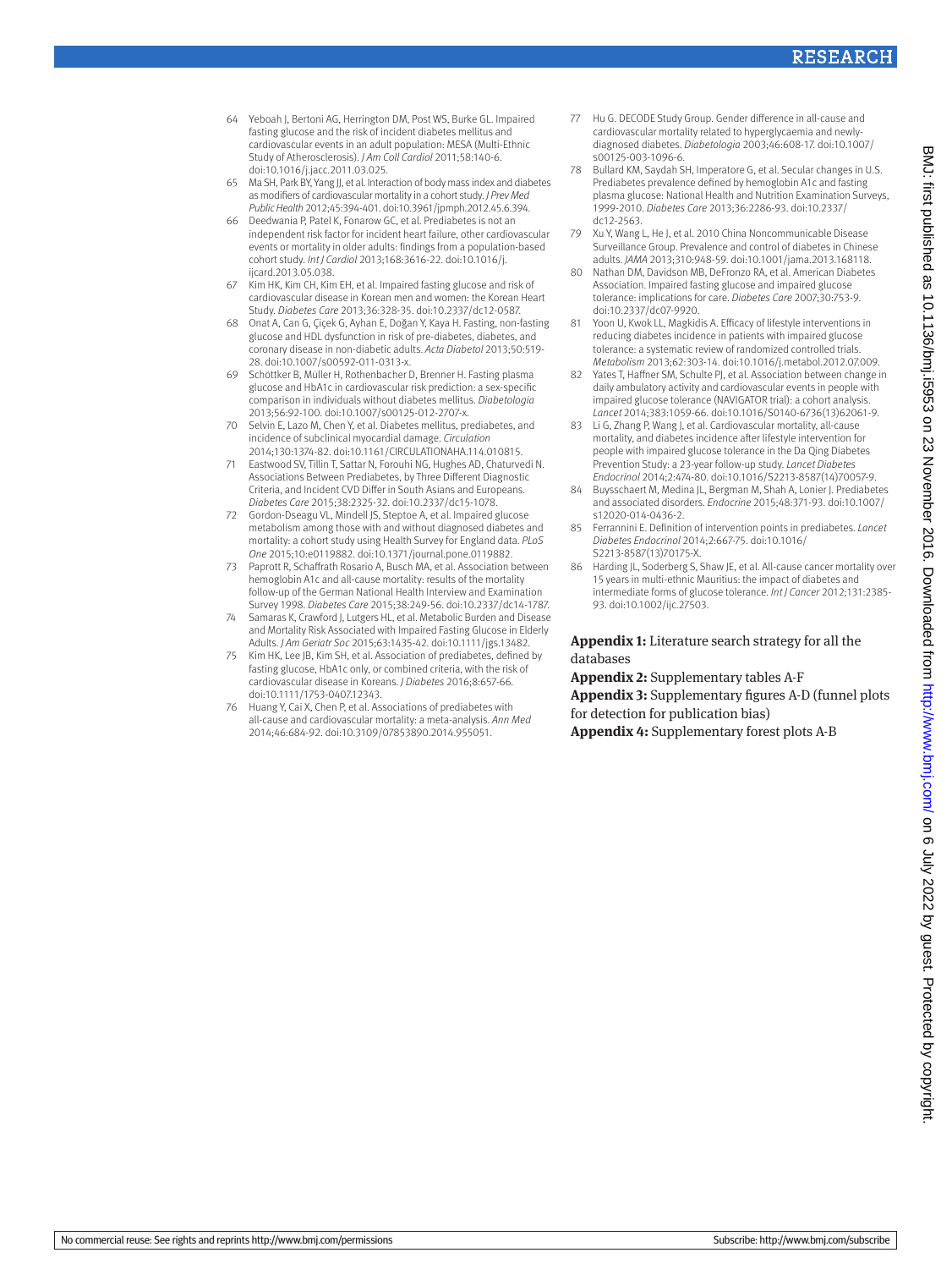64 Yeboah J, Bertoni AG, Herrington DM, Post WS, Burke GL. Impaired fasting glucose and the risk of incident diabetes mellitus and cardiovascular events in an adult population: MESA (Multi-Ethnic Study of Atherosclerosis). *J Am Coll Cardiol* 2011;58:140-6. doi:10.1016/j.jacc.2011.03.025.

65 Ma SH, Park BY, Yang JJ, et al. Interaction of body mass index and diabetes as modifiers of cardiovascular mortality in a cohort study. *J Prev Med Public Health* 2012;45:394-401. doi:10.3961/jpmph.2012.45.6.394.

66 Deedwania P, Patel K, Fonarow GC, et al. Prediabetes is not an independent risk factor for incident heart failure, other cardiovascular events or mortality in older adults: findings from a population-based cohort study. *Int J Cardiol* 2013;168:3616-22. doi:10.1016/j.ijcard.2013.05.038.

67 Kim HK, Kim CH, Kim EH, et al. Impaired fasting glucose and risk of cardiovascular disease in Korean men and women: the Korean Heart Study. *Diabetes Care* 2013;36:328-35. doi:10.2337/dc12-0587.

68 Onat A, Can G, Çiçek G, Ayhan E, Doğan Y, Kaya H. Fasting, non-fasting glucose and HDL dysfunction in risk of pre-diabetes, diabetes, and coronary disease in non-diabetic adults. *Acta Diabetol* 2013;50:519-28. doi:10.1007/s00592-011-0313-x.

69 Schöttker B, Müller H, Rothenbacher D, Brenner H. Fasting plasma glucose and HbA1c in cardiovascular risk prediction: a sex-specific comparison in individuals without diabetes mellitus. *Diabetologia* 2013;56:92-100. doi:10.1007/s00125-012-2707-x.

70 Selvin E, Lazo M, Chen Y, et al. Diabetes mellitus, prediabetes, and incidence of subclinical myocardial damage. *Circulation* 2014;130:1374-82. doi:10.1161/CIRCULATIONAHA.114.010815.

71 Eastwood SV, Tillin T, Sattar N, Forouhi NG, Hughes AD, Chaturvedi N. Associations Between Prediabetes, by Three Different Diagnostic Criteria, and Incident CVD Differ in South Asians and Europeans. *Diabetes Care* 2015;38:2325-32. doi:10.2337/dc15-1078.

72 Gordon-Dseagu VL, Mindell JS, Steptoe A, et al. Impaired glucose metabolism among those with and without diagnosed diabetes and mortality: a cohort study using Health Survey for England data. *PLoS One* 2015;10:e0119882. doi:10.1371/journal.pone.0119882.

73 Paprott R, Schaffrath Rosario A, Busch MA, et al. Association between hemoglobin A1c and all-cause mortality: results of the mortality follow-up of the German National Health Interview and Examination Survey 1998. *Diabetes Care* 2015;38:249-56. doi:10.2337/dc14-1787.

74 Samaras K, Crawford J, Lutgers HL, et al. Metabolic Burden and Disease and Mortality Risk Associated with Impaired Fasting Glucose in Elderly Adults. *J Am Geriatr Soc* 2015;63:1435-42. doi:10.1111/jgs.13482.

75 Kim HK, Lee JB, Kim SH, et al. Association of prediabetes, defined by fasting glucose, HbA1c only, or combined criteria, with the risk of cardiovascular disease in Koreans. *J Diabetes* 2016;8:657-66. doi:10.1111/1753-0407.12343.

76 Huang Y, Cai X, Chen P, et al. Associations of prediabetes with all-cause and cardiovascular mortality: a meta-analysis. *Ann Med* 2014;46:684-92. doi:10.3109/07853890.2014.955051.

77 Hu G. DECODE Study Group. Gender difference in all-cause and cardiovascular mortality related to hyperglycaemia and newly-diagnosed diabetes. *Diabetologia* 2003;46:608-17. doi:10.1007/s00125-003-1096-6.

78 Bullard KM, Saydah SH, Imperatore G, et al. Secular changes in U.S. Prediabetes prevalence defined by hemoglobin A1c and fasting plasma glucose: National Health and Nutrition Examination Surveys, 1999-2010. *Diabetes Care* 2013;36:2286-93. doi:10.2337/dc12-2563.

79 Xu Y, Wang L, He J, et al. 2010 China Noncommunicable Disease Surveillance Group. Prevalence and control of diabetes in Chinese adults. *JAMA* 2013;310:948-59. doi:10.1001/jama.2013.168118.

80 Nathan DM, Davidson MB, DeFronzo RA, et al. American Diabetes Association. Impaired fasting glucose and impaired glucose tolerance: implications for care. *Diabetes Care* 2007;30:753-9. doi:10.2337/dc07-9920.

81 Yoon U, Kwok LL, Magkidis A. Efficacy of lifestyle interventions in reducing diabetes incidence in patients with impaired glucose tolerance: a systematic review of randomized controlled trials. *Metabolism* 2013;62:303-14. doi:10.1016/j.metabol.2012.07.009.

82 Yates T, Haffner SM, Schulte PJ, et al. Association between change in daily ambulatory activity and cardiovascular events in people with impaired glucose tolerance (NAVIGATOR trial): a cohort analysis. *Lancet* 2014;383:1059-66. doi:10.1016/S0140-6736(13)62061-9.

83 Li G, Zhang P, Wang J, et al. Cardiovascular mortality, all-cause mortality, and diabetes incidence after lifestyle intervention for people with impaired glucose tolerance in the Da Qing Diabetes Prevention Study: a 23-year follow-up study. *Lancet Diabetes Endocrinol* 2014;2:474-80. doi:10.1016/S2213-8587(14)70057-9.

84 Buysschaert M, Medina JL, Bergman M, Shah A, Lonier J. Prediabetes and associated disorders. *Endocrine* 2015;48:371-93. doi:10.1007/s12020-014-0436-2.

85 Ferrannini E. Definition of intervention points in prediabetes. *Lancet Diabetes Endocrinol* 2014;2:667-75. doi:10.1016/S2213-8587(13)70175-X.

86 Harding JL, Soderberg S, Shaw JE, et al. All-cause cancer mortality over 15 years in multi-ethnic Mauritius: the impact of diabetes and intermediate forms of glucose tolerance. *Int J Cancer* 2012;131:2385-93. doi:10.1002/ijc.27503.

**Appendix 1:** Literature search strategy for all the databases

**Appendix 2:** Supplementary tables A-F

**Appendix 3:** Supplementary figures A-D (funnel plots for detection for publication bias)

**Appendix 4:** Supplementary forest plots A-B